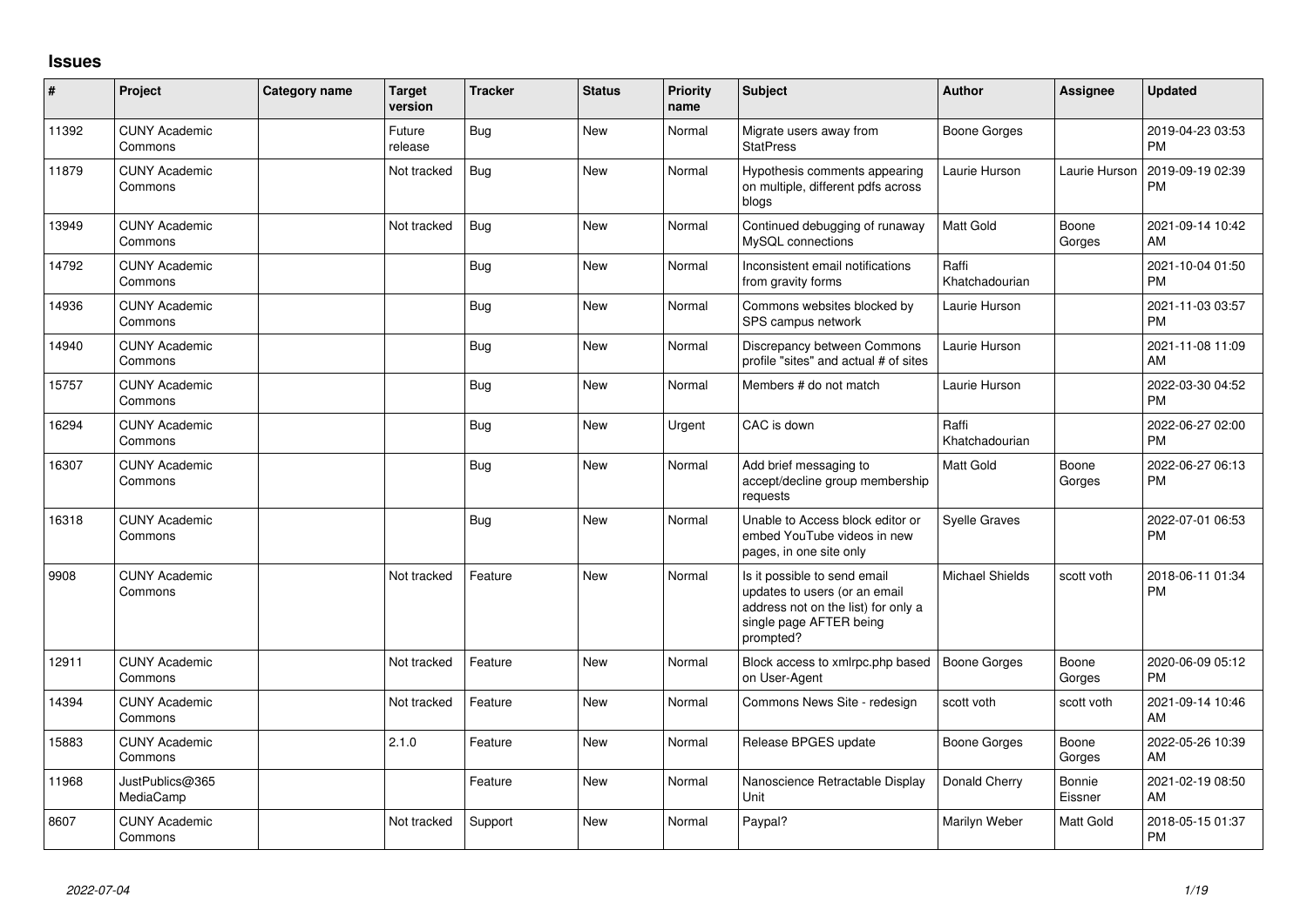## Issues

| # | Project | Category name | Target version | Tracker | Status | Priority name | Subject | Author | Assignee | Updated |
|---|---|---|---|---|---|---|---|---|---|---|
| 11392 | CUNY Academic Commons | | Future release | Bug | New | Normal | Migrate users away from StatPress | Boone Gorges | | 2019-04-23 03:53 PM |
| 11879 | CUNY Academic Commons | | Not tracked | Bug | New | Normal | Hypothesis comments appearing on multiple, different pdfs across blogs | Laurie Hurson | Laurie Hurson | 2019-09-19 02:39 PM |
| 13949 | CUNY Academic Commons | | Not tracked | Bug | New | Normal | Continued debugging of runaway MySQL connections | Matt Gold | Boone Gorges | 2021-09-14 10:42 AM |
| 14792 | CUNY Academic Commons | | | Bug | New | Normal | Inconsistent email notifications from gravity forms | Raffi Khatchadourian | | 2021-10-04 01:50 PM |
| 14936 | CUNY Academic Commons | | | Bug | New | Normal | Commons websites blocked by SPS campus network | Laurie Hurson | | 2021-11-03 03:57 PM |
| 14940 | CUNY Academic Commons | | | Bug | New | Normal | Discrepancy between Commons profile "sites" and actual # of sites | Laurie Hurson | | 2021-11-08 11:09 AM |
| 15757 | CUNY Academic Commons | | | Bug | New | Normal | Members # do not match | Laurie Hurson | | 2022-03-30 04:52 PM |
| 16294 | CUNY Academic Commons | | | Bug | New | Urgent | CAC is down | Raffi Khatchadourian | | 2022-06-27 02:00 PM |
| 16307 | CUNY Academic Commons | | | Bug | New | Normal | Add brief messaging to accept/decline group membership requests | Matt Gold | Boone Gorges | 2022-06-27 06:13 PM |
| 16318 | CUNY Academic Commons | | | Bug | New | Normal | Unable to Access block editor or embed YouTube videos in new pages, in one site only | Syelle Graves | | 2022-07-01 06:53 PM |
| 9908 | CUNY Academic Commons | | Not tracked | Feature | New | Normal | Is it possible to send email updates to users (or an email address not on the list) for only a single page AFTER being prompted? | Michael Shields | scott voth | 2018-06-11 01:34 PM |
| 12911 | CUNY Academic Commons | | Not tracked | Feature | New | Normal | Block access to xmlrpc.php based on User-Agent | Boone Gorges | Boone Gorges | 2020-06-09 05:12 PM |
| 14394 | CUNY Academic Commons | | Not tracked | Feature | New | Normal | Commons News Site - redesign | scott voth | scott voth | 2021-09-14 10:46 AM |
| 15883 | CUNY Academic Commons | | 2.1.0 | Feature | New | Normal | Release BPGES update | Boone Gorges | Boone Gorges | 2022-05-26 10:39 AM |
| 11968 | JustPublics@365 MediaCamp | | | Feature | New | Normal | Nanoscience Retractable Display Unit | Donald Cherry | Bonnie Eissner | 2021-02-19 08:50 AM |
| 8607 | CUNY Academic Commons | | Not tracked | Support | New | Normal | Paypal? | Marilyn Weber | Matt Gold | 2018-05-15 01:37 PM |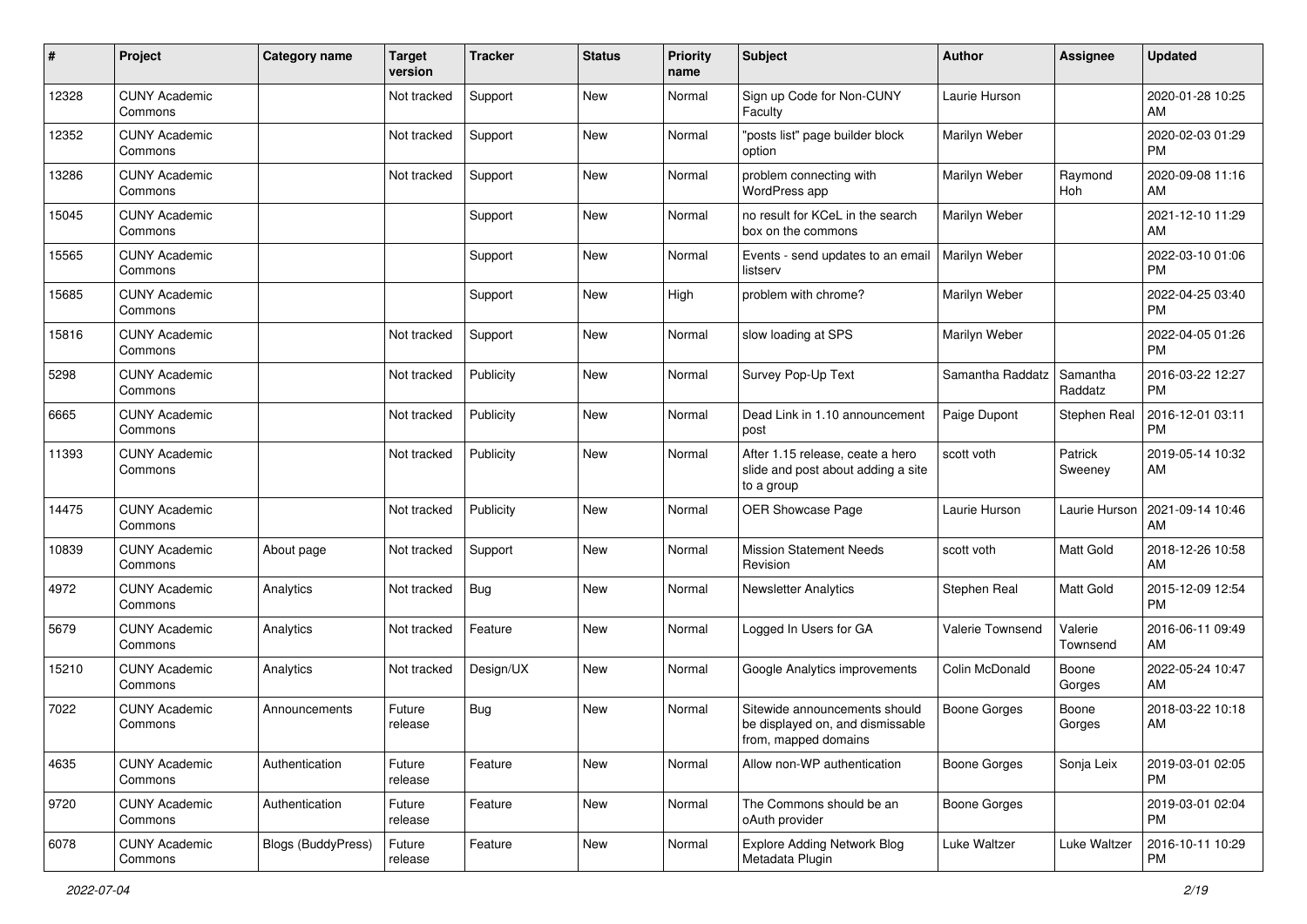| # | Project | Category name | Target version | Tracker | Status | Priority name | Subject | Author | Assignee | Updated |
|---|---|---|---|---|---|---|---|---|---|---|
| 12328 | CUNY Academic Commons | | Not tracked | Support | New | Normal | Sign up Code for Non-CUNY Faculty | Laurie Hurson | | 2020-01-28 10:25 AM |
| 12352 | CUNY Academic Commons | | Not tracked | Support | New | Normal | "posts list" page builder block option | Marilyn Weber | | 2020-02-03 01:29 PM |
| 13286 | CUNY Academic Commons | | Not tracked | Support | New | Normal | problem connecting with WordPress app | Marilyn Weber | Raymond Hoh | 2020-09-08 11:16 AM |
| 15045 | CUNY Academic Commons | | | Support | New | Normal | no result for KCeL in the search box on the commons | Marilyn Weber | | 2021-12-10 11:29 AM |
| 15565 | CUNY Academic Commons | | | Support | New | Normal | Events - send updates to an email listserv | Marilyn Weber | | 2022-03-10 01:06 PM |
| 15685 | CUNY Academic Commons | | | Support | New | High | problem with chrome? | Marilyn Weber | | 2022-04-25 03:40 PM |
| 15816 | CUNY Academic Commons | | Not tracked | Support | New | Normal | slow loading at SPS | Marilyn Weber | | 2022-04-05 01:26 PM |
| 5298 | CUNY Academic Commons | | Not tracked | Publicity | New | Normal | Survey Pop-Up Text | Samantha Raddatz | Samantha Raddatz | 2016-03-22 12:27 PM |
| 6665 | CUNY Academic Commons | | Not tracked | Publicity | New | Normal | Dead Link in 1.10 announcement post | Paige Dupont | Stephen Real | 2016-12-01 03:11 PM |
| 11393 | CUNY Academic Commons | | Not tracked | Publicity | New | Normal | After 1.15 release, ceate a hero slide and post about adding a site to a group | scott voth | Patrick Sweeney | 2019-05-14 10:32 AM |
| 14475 | CUNY Academic Commons | | Not tracked | Publicity | New | Normal | OER Showcase Page | Laurie Hurson | Laurie Hurson | 2021-09-14 10:46 AM |
| 10839 | CUNY Academic Commons | About page | Not tracked | Support | New | Normal | Mission Statement Needs Revision | scott voth | Matt Gold | 2018-12-26 10:58 AM |
| 4972 | CUNY Academic Commons | Analytics | Not tracked | Bug | New | Normal | Newsletter Analytics | Stephen Real | Matt Gold | 2015-12-09 12:54 PM |
| 5679 | CUNY Academic Commons | Analytics | Not tracked | Feature | New | Normal | Logged In Users for GA | Valerie Townsend | Valerie Townsend | 2016-06-11 09:49 AM |
| 15210 | CUNY Academic Commons | Analytics | Not tracked | Design/UX | New | Normal | Google Analytics improvements | Colin McDonald | Boone Gorges | 2022-05-24 10:47 AM |
| 7022 | CUNY Academic Commons | Announcements | Future release | Bug | New | Normal | Sitewide announcements should be displayed on, and dismissable from, mapped domains | Boone Gorges | Boone Gorges | 2018-03-22 10:18 AM |
| 4635 | CUNY Academic Commons | Authentication | Future release | Feature | New | Normal | Allow non-WP authentication | Boone Gorges | Sonja Leix | 2019-03-01 02:05 PM |
| 9720 | CUNY Academic Commons | Authentication | Future release | Feature | New | Normal | The Commons should be an oAuth provider | Boone Gorges | | 2019-03-01 02:04 PM |
| 6078 | CUNY Academic Commons | Blogs (BuddyPress) | Future release | Feature | New | Normal | Explore Adding Network Blog Metadata Plugin | Luke Waltzer | Luke Waltzer | 2016-10-11 10:29 PM |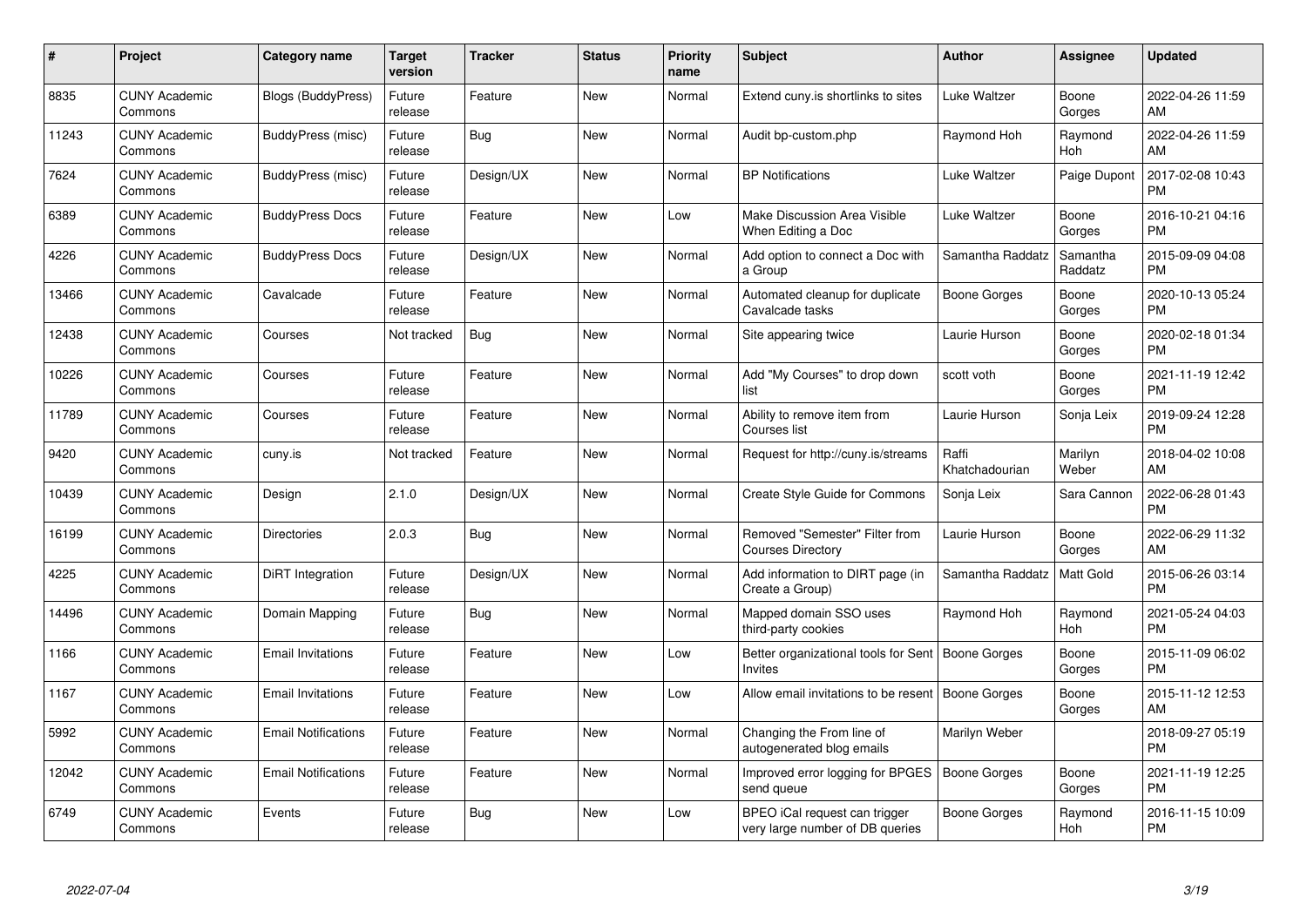| # | Project | Category name | Target version | Tracker | Status | Priority name | Subject | Author | Assignee | Updated |
|---|---|---|---|---|---|---|---|---|---|---|
| 8835 | CUNY Academic Commons | Blogs (BuddyPress) | Future release | Feature | New | Normal | Extend cuny.is shortlinks to sites | Luke Waltzer | Boone Gorges | 2022-04-26 11:59 AM |
| 11243 | CUNY Academic Commons | BuddyPress (misc) | Future release | Bug | New | Normal | Audit bp-custom.php | Raymond Hoh | Raymond Hoh | 2022-04-26 11:59 AM |
| 7624 | CUNY Academic Commons | BuddyPress (misc) | Future release | Design/UX | New | Normal | BP Notifications | Luke Waltzer | Paige Dupont | 2017-02-08 10:43 PM |
| 6389 | CUNY Academic Commons | BuddyPress Docs | Future release | Feature | New | Low | Make Discussion Area Visible When Editing a Doc | Luke Waltzer | Boone Gorges | 2016-10-21 04:16 PM |
| 4226 | CUNY Academic Commons | BuddyPress Docs | Future release | Design/UX | New | Normal | Add option to connect a Doc with a Group | Samantha Raddatz | Samantha Raddatz | 2015-09-09 04:08 PM |
| 13466 | CUNY Academic Commons | Cavalcade | Future release | Feature | New | Normal | Automated cleanup for duplicate Cavalcade tasks | Boone Gorges | Boone Gorges | 2020-10-13 05:24 PM |
| 12438 | CUNY Academic Commons | Courses | Not tracked | Bug | New | Normal | Site appearing twice | Laurie Hurson | Boone Gorges | 2020-02-18 01:34 PM |
| 10226 | CUNY Academic Commons | Courses | Future release | Feature | New | Normal | Add "My Courses" to drop down list | scott voth | Boone Gorges | 2021-11-19 12:42 PM |
| 11789 | CUNY Academic Commons | Courses | Future release | Feature | New | Normal | Ability to remove item from Courses list | Laurie Hurson | Sonja Leix | 2019-09-24 12:28 PM |
| 9420 | CUNY Academic Commons | cuny.is | Not tracked | Feature | New | Normal | Request for http://cuny.is/streams | Raffi Khatchadourian | Marilyn Weber | 2018-04-02 10:08 AM |
| 10439 | CUNY Academic Commons | Design | 2.1.0 | Design/UX | New | Normal | Create Style Guide for Commons | Sonja Leix | Sara Cannon | 2022-06-28 01:43 PM |
| 16199 | CUNY Academic Commons | Directories | 2.0.3 | Bug | New | Normal | Removed "Semester" Filter from Courses Directory | Laurie Hurson | Boone Gorges | 2022-06-29 11:32 AM |
| 4225 | CUNY Academic Commons | DiRT Integration | Future release | Design/UX | New | Normal | Add information to DIRT page (in Create a Group) | Samantha Raddatz | Matt Gold | 2015-06-26 03:14 PM |
| 14496 | CUNY Academic Commons | Domain Mapping | Future release | Bug | New | Normal | Mapped domain SSO uses third-party cookies | Raymond Hoh | Raymond Hoh | 2021-05-24 04:03 PM |
| 1166 | CUNY Academic Commons | Email Invitations | Future release | Feature | New | Low | Better organizational tools for Sent Invites | Boone Gorges | Boone Gorges | 2015-11-09 06:02 PM |
| 1167 | CUNY Academic Commons | Email Invitations | Future release | Feature | New | Low | Allow email invitations to be resent | Boone Gorges | Boone Gorges | 2015-11-12 12:53 AM |
| 5992 | CUNY Academic Commons | Email Notifications | Future release | Feature | New | Normal | Changing the From line of autogenerated blog emails | Marilyn Weber | | 2018-09-27 05:19 PM |
| 12042 | CUNY Academic Commons | Email Notifications | Future release | Feature | New | Normal | Improved error logging for BPGES send queue | Boone Gorges | Boone Gorges | 2021-11-19 12:25 PM |
| 6749 | CUNY Academic Commons | Events | Future release | Bug | New | Low | BPEO iCal request can trigger very large number of DB queries | Boone Gorges | Raymond Hoh | 2016-11-15 10:09 PM |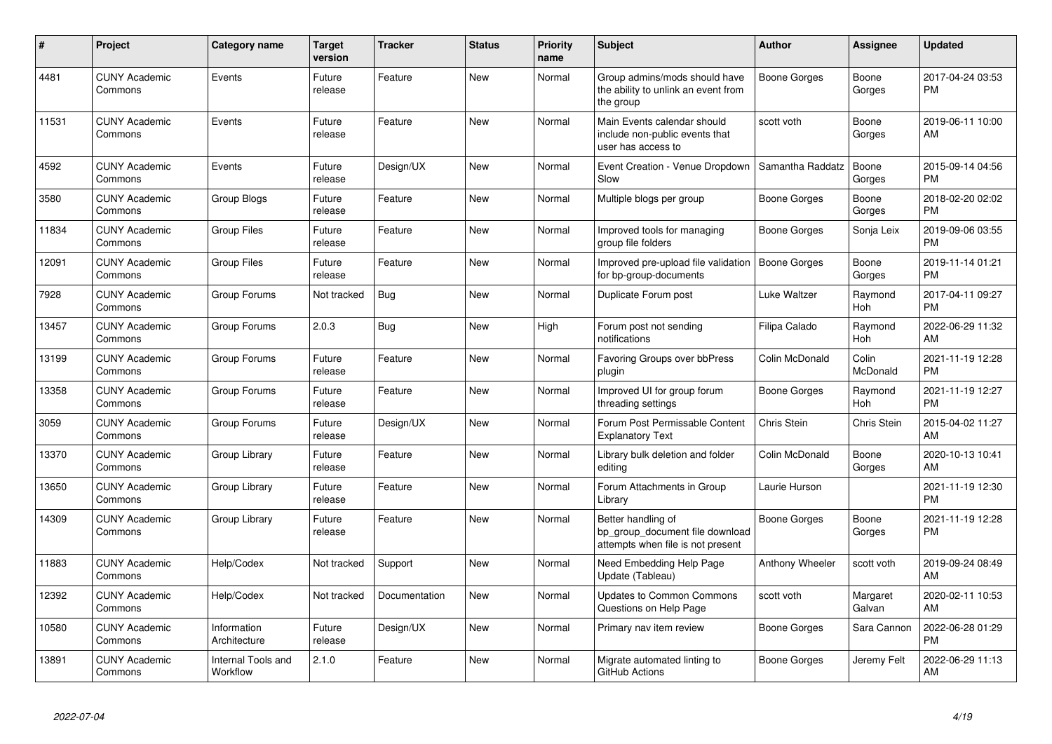| # | Project | Category name | Target version | Tracker | Status | Priority name | Subject | Author | Assignee | Updated |
|---|---|---|---|---|---|---|---|---|---|---|
| 4481 | CUNY Academic Commons | Events | Future release | Feature | New | Normal | Group admins/mods should have the ability to unlink an event from the group | Boone Gorges | Boone Gorges | 2017-04-24 03:53 PM |
| 11531 | CUNY Academic Commons | Events | Future release | Feature | New | Normal | Main Events calendar should include non-public events that user has access to | scott voth | Boone Gorges | 2019-06-11 10:00 AM |
| 4592 | CUNY Academic Commons | Events | Future release | Design/UX | New | Normal | Event Creation - Venue Dropdown Slow | Samantha Raddatz | Boone Gorges | 2015-09-14 04:56 PM |
| 3580 | CUNY Academic Commons | Group Blogs | Future release | Feature | New | Normal | Multiple blogs per group | Boone Gorges | Boone Gorges | 2018-02-20 02:02 PM |
| 11834 | CUNY Academic Commons | Group Files | Future release | Feature | New | Normal | Improved tools for managing group file folders | Boone Gorges | Sonja Leix | 2019-09-06 03:55 PM |
| 12091 | CUNY Academic Commons | Group Files | Future release | Feature | New | Normal | Improved pre-upload file validation for bp-group-documents | Boone Gorges | Boone Gorges | 2019-11-14 01:21 PM |
| 7928 | CUNY Academic Commons | Group Forums | Not tracked | Bug | New | Normal | Duplicate Forum post | Luke Waltzer | Raymond Hoh | 2017-04-11 09:27 PM |
| 13457 | CUNY Academic Commons | Group Forums | 2.0.3 | Bug | New | High | Forum post not sending notifications | Filipa Calado | Raymond Hoh | 2022-06-29 11:32 AM |
| 13199 | CUNY Academic Commons | Group Forums | Future release | Feature | New | Normal | Favoring Groups over bbPress plugin | Colin McDonald | Colin McDonald | 2021-11-19 12:28 PM |
| 13358 | CUNY Academic Commons | Group Forums | Future release | Feature | New | Normal | Improved UI for group forum threading settings | Boone Gorges | Raymond Hoh | 2021-11-19 12:27 PM |
| 3059 | CUNY Academic Commons | Group Forums | Future release | Design/UX | New | Normal | Forum Post Permissable Content Explanatory Text | Chris Stein | Chris Stein | 2015-04-02 11:27 AM |
| 13370 | CUNY Academic Commons | Group Library | Future release | Feature | New | Normal | Library bulk deletion and folder editing | Colin McDonald | Boone Gorges | 2020-10-13 10:41 AM |
| 13650 | CUNY Academic Commons | Group Library | Future release | Feature | New | Normal | Forum Attachments in Group Library | Laurie Hurson | | 2021-11-19 12:30 PM |
| 14309 | CUNY Academic Commons | Group Library | Future release | Feature | New | Normal | Better handling of bp_group_document file download attempts when file is not present | Boone Gorges | Boone Gorges | 2021-11-19 12:28 PM |
| 11883 | CUNY Academic Commons | Help/Codex | Not tracked | Support | New | Normal | Need Embedding Help Page Update (Tableau) | Anthony Wheeler | scott voth | 2019-09-24 08:49 AM |
| 12392 | CUNY Academic Commons | Help/Codex | Not tracked | Documentation | New | Normal | Updates to Common Commons Questions on Help Page | scott voth | Margaret Galvan | 2020-02-11 10:53 AM |
| 10580 | CUNY Academic Commons | Information Architecture | Future release | Design/UX | New | Normal | Primary nav item review | Boone Gorges | Sara Cannon | 2022-06-28 01:29 PM |
| 13891 | CUNY Academic Commons | Internal Tools and Workflow | 2.1.0 | Feature | New | Normal | Migrate automated linting to GitHub Actions | Boone Gorges | Jeremy Felt | 2022-06-29 11:13 AM |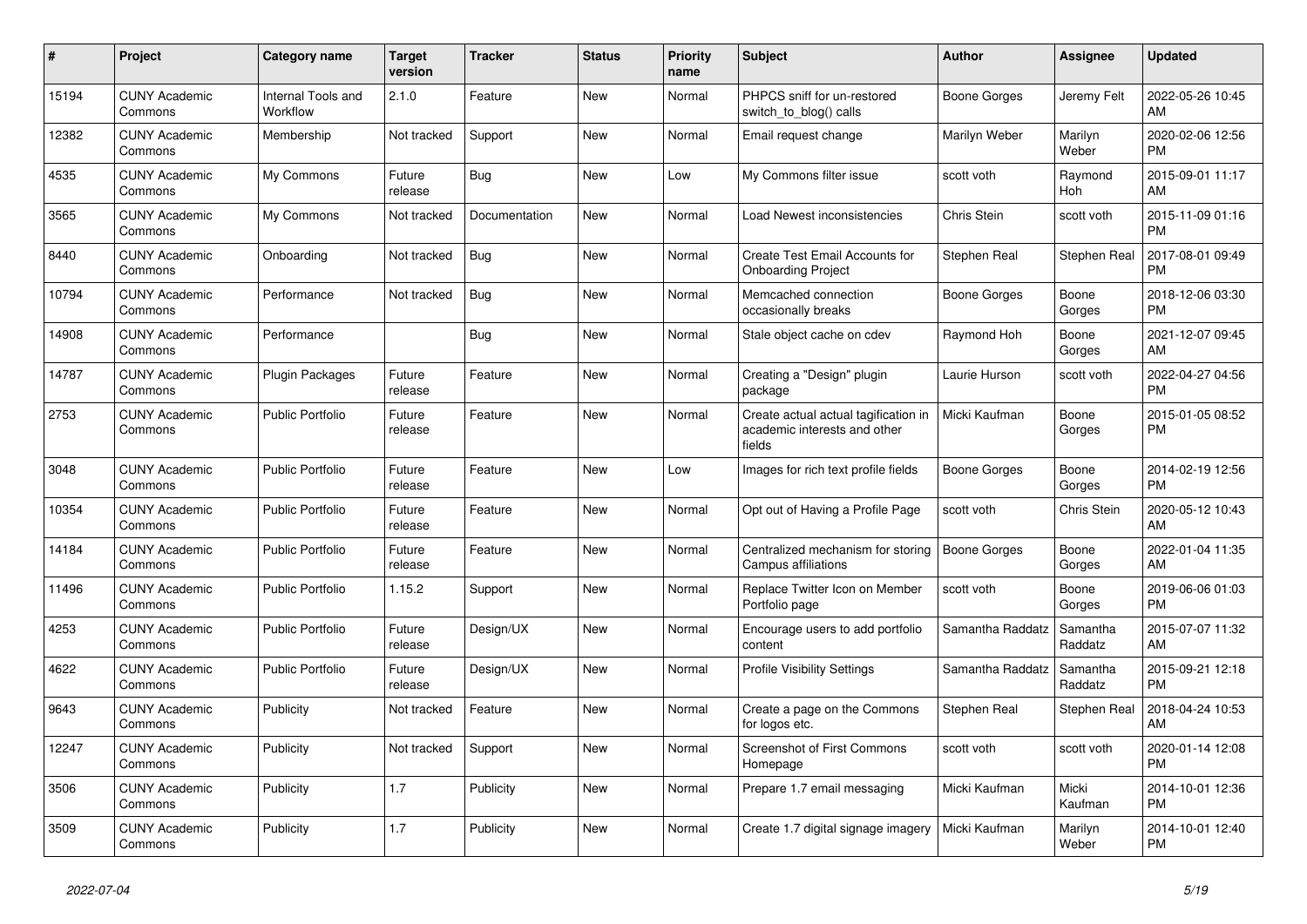| # | Project | Category name | Target version | Tracker | Status | Priority name | Subject | Author | Assignee | Updated |
|---|---|---|---|---|---|---|---|---|---|---|
| 15194 | CUNY Academic Commons | Internal Tools and Workflow | 2.1.0 | Feature | New | Normal | PHPCS sniff for un-restored switch_to_blog() calls | Boone Gorges | Jeremy Felt | 2022-05-26 10:45 AM |
| 12382 | CUNY Academic Commons | Membership | Not tracked | Support | New | Normal | Email request change | Marilyn Weber | Marilyn Weber | 2020-02-06 12:56 PM |
| 4535 | CUNY Academic Commons | My Commons | Future release | Bug | New | Low | My Commons filter issue | scott voth | Raymond Hoh | 2015-09-01 11:17 AM |
| 3565 | CUNY Academic Commons | My Commons | Not tracked | Documentation | New | Normal | Load Newest inconsistencies | Chris Stein | scott voth | 2015-11-09 01:16 PM |
| 8440 | CUNY Academic Commons | Onboarding | Not tracked | Bug | New | Normal | Create Test Email Accounts for Onboarding Project | Stephen Real | Stephen Real | 2017-08-01 09:49 PM |
| 10794 | CUNY Academic Commons | Performance | Not tracked | Bug | New | Normal | Memcached connection occasionally breaks | Boone Gorges | Boone Gorges | 2018-12-06 03:30 PM |
| 14908 | CUNY Academic Commons | Performance | | Bug | New | Normal | Stale object cache on cdev | Raymond Hoh | Boone Gorges | 2021-12-07 09:45 AM |
| 14787 | CUNY Academic Commons | Plugin Packages | Future release | Feature | New | Normal | Creating a "Design" plugin package | Laurie Hurson | scott voth | 2022-04-27 04:56 PM |
| 2753 | CUNY Academic Commons | Public Portfolio | Future release | Feature | New | Normal | Create actual actual tagification in academic interests and other fields | Micki Kaufman | Boone Gorges | 2015-01-05 08:52 PM |
| 3048 | CUNY Academic Commons | Public Portfolio | Future release | Feature | New | Low | Images for rich text profile fields | Boone Gorges | Boone Gorges | 2014-02-19 12:56 PM |
| 10354 | CUNY Academic Commons | Public Portfolio | Future release | Feature | New | Normal | Opt out of Having a Profile Page | scott voth | Chris Stein | 2020-05-12 10:43 AM |
| 14184 | CUNY Academic Commons | Public Portfolio | Future release | Feature | New | Normal | Centralized mechanism for storing Campus affiliations | Boone Gorges | Boone Gorges | 2022-01-04 11:35 AM |
| 11496 | CUNY Academic Commons | Public Portfolio | 1.15.2 | Support | New | Normal | Replace Twitter Icon on Member Portfolio page | scott voth | Boone Gorges | 2019-06-06 01:03 PM |
| 4253 | CUNY Academic Commons | Public Portfolio | Future release | Design/UX | New | Normal | Encourage users to add portfolio content | Samantha Raddatz | Samantha Raddatz | 2015-07-07 11:32 AM |
| 4622 | CUNY Academic Commons | Public Portfolio | Future release | Design/UX | New | Normal | Profile Visibility Settings | Samantha Raddatz | Samantha Raddatz | 2015-09-21 12:18 PM |
| 9643 | CUNY Academic Commons | Publicity | Not tracked | Feature | New | Normal | Create a page on the Commons for logos etc. | Stephen Real | Stephen Real | 2018-04-24 10:53 AM |
| 12247 | CUNY Academic Commons | Publicity | Not tracked | Support | New | Normal | Screenshot of First Commons Homepage | scott voth | scott voth | 2020-01-14 12:08 PM |
| 3506 | CUNY Academic Commons | Publicity | 1.7 | Publicity | New | Normal | Prepare 1.7 email messaging | Micki Kaufman | Micki Kaufman | 2014-10-01 12:36 PM |
| 3509 | CUNY Academic Commons | Publicity | 1.7 | Publicity | New | Normal | Create 1.7 digital signage imagery | Micki Kaufman | Marilyn Weber | 2014-10-01 12:40 PM |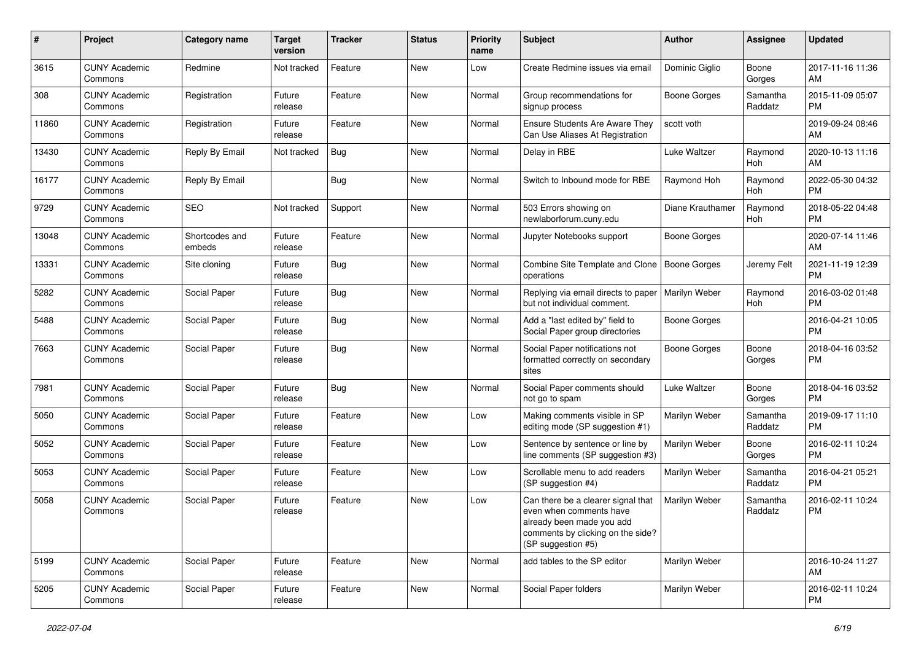| # | Project | Category name | Target version | Tracker | Status | Priority name | Subject | Author | Assignee | Updated |
|---|---|---|---|---|---|---|---|---|---|---|
| 3615 | CUNY Academic Commons | Redmine | Not tracked | Feature | New | Low | Create Redmine issues via email | Dominic Giglio | Boone Gorges | 2017-11-16 11:36 AM |
| 308 | CUNY Academic Commons | Registration | Future release | Feature | New | Normal | Group recommendations for signup process | Boone Gorges | Samantha Raddatz | 2015-11-09 05:07 PM |
| 11860 | CUNY Academic Commons | Registration | Future release | Feature | New | Normal | Ensure Students Are Aware They Can Use Aliases At Registration | scott voth | | 2019-09-24 08:46 AM |
| 13430 | CUNY Academic Commons | Reply By Email | Not tracked | Bug | New | Normal | Delay in RBE | Luke Waltzer | Raymond Hoh | 2020-10-13 11:16 AM |
| 16177 | CUNY Academic Commons | Reply By Email | | Bug | New | Normal | Switch to Inbound mode for RBE | Raymond Hoh | Raymond Hoh | 2022-05-30 04:32 PM |
| 9729 | CUNY Academic Commons | SEO | Not tracked | Support | New | Normal | 503 Errors showing on newlaborforum.cuny.edu | Diane Krauthamer | Raymond Hoh | 2018-05-22 04:48 PM |
| 13048 | CUNY Academic Commons | Shortcodes and embeds | Future release | Feature | New | Normal | Jupyter Notebooks support | Boone Gorges | | 2020-07-14 11:46 AM |
| 13331 | CUNY Academic Commons | Site cloning | Future release | Bug | New | Normal | Combine Site Template and Clone operations | Boone Gorges | Jeremy Felt | 2021-11-19 12:39 PM |
| 5282 | CUNY Academic Commons | Social Paper | Future release | Bug | New | Normal | Replying via email directs to paper but not individual comment. | Marilyn Weber | Raymond Hoh | 2016-03-02 01:48 PM |
| 5488 | CUNY Academic Commons | Social Paper | Future release | Bug | New | Normal | Add a "last edited by" field to Social Paper group directories | Boone Gorges | | 2016-04-21 10:05 PM |
| 7663 | CUNY Academic Commons | Social Paper | Future release | Bug | New | Normal | Social Paper notifications not formatted correctly on secondary sites | Boone Gorges | Boone Gorges | 2018-04-16 03:52 PM |
| 7981 | CUNY Academic Commons | Social Paper | Future release | Bug | New | Normal | Social Paper comments should not go to spam | Luke Waltzer | Boone Gorges | 2018-04-16 03:52 PM |
| 5050 | CUNY Academic Commons | Social Paper | Future release | Feature | New | Low | Making comments visible in SP editing mode (SP suggestion #1) | Marilyn Weber | Samantha Raddatz | 2019-09-17 11:10 PM |
| 5052 | CUNY Academic Commons | Social Paper | Future release | Feature | New | Low | Sentence by sentence or line by line comments (SP suggestion #3) | Marilyn Weber | Boone Gorges | 2016-02-11 10:24 PM |
| 5053 | CUNY Academic Commons | Social Paper | Future release | Feature | New | Low | Scrollable menu to add readers (SP suggestion #4) | Marilyn Weber | Samantha Raddatz | 2016-04-21 05:21 PM |
| 5058 | CUNY Academic Commons | Social Paper | Future release | Feature | New | Low | Can there be a clearer signal that even when comments have already been made you add comments by clicking on the side? (SP suggestion #5) | Marilyn Weber | Samantha Raddatz | 2016-02-11 10:24 PM |
| 5199 | CUNY Academic Commons | Social Paper | Future release | Feature | New | Normal | add tables to the SP editor | Marilyn Weber | | 2016-10-24 11:27 AM |
| 5205 | CUNY Academic Commons | Social Paper | Future release | Feature | New | Normal | Social Paper folders | Marilyn Weber | | 2016-02-11 10:24 PM |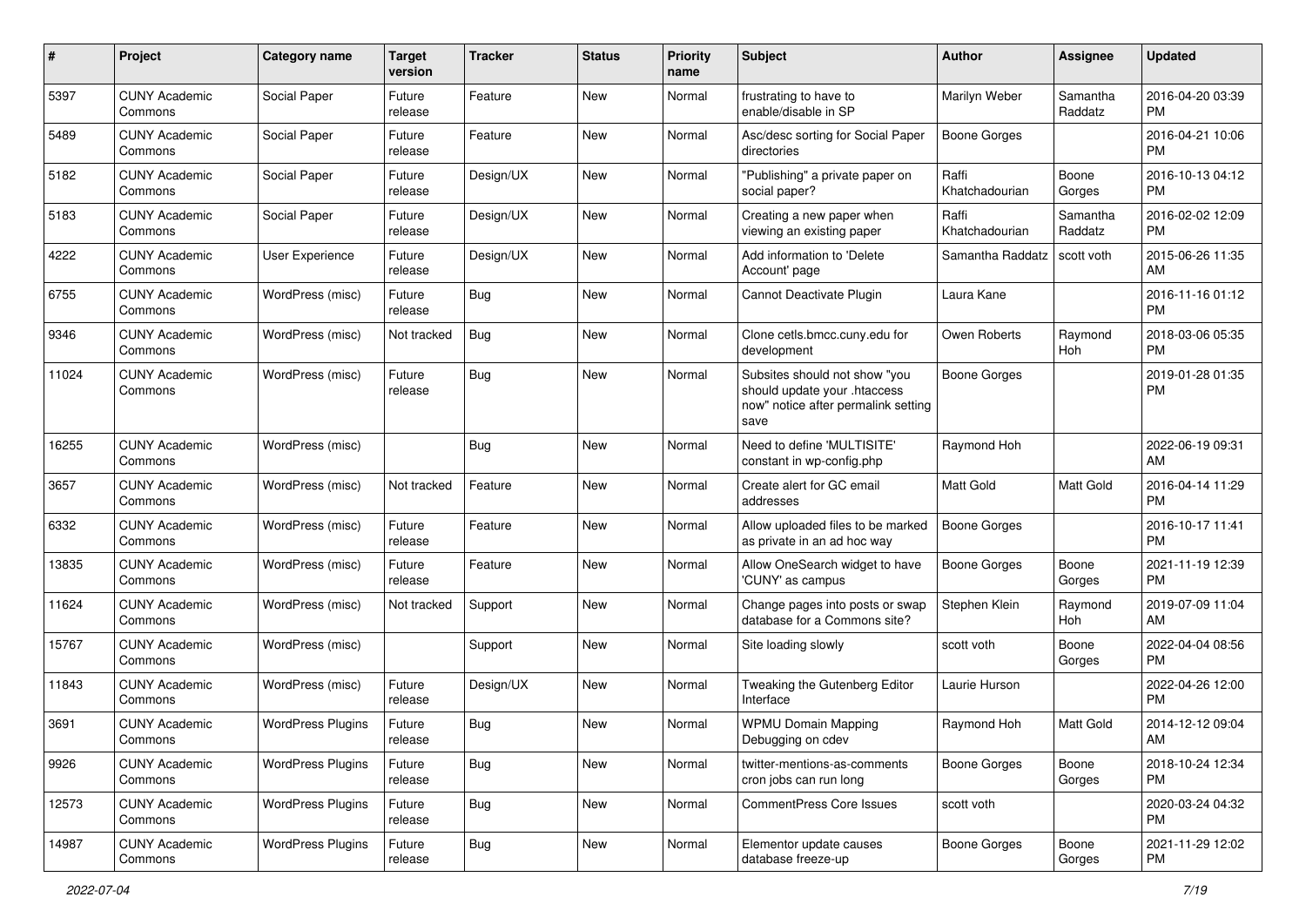| # | Project | Category name | Target version | Tracker | Status | Priority name | Subject | Author | Assignee | Updated |
|---|---|---|---|---|---|---|---|---|---|---|
| 5397 | CUNY Academic Commons | Social Paper | Future release | Feature | New | Normal | frustrating to have to enable/disable in SP | Marilyn Weber | Samantha Raddatz | 2016-04-20 03:39 PM |
| 5489 | CUNY Academic Commons | Social Paper | Future release | Feature | New | Normal | Asc/desc sorting for Social Paper directories | Boone Gorges | | 2016-04-21 10:06 PM |
| 5182 | CUNY Academic Commons | Social Paper | Future release | Design/UX | New | Normal | "Publishing" a private paper on social paper? | Raffi Khatchadourian | Boone Gorges | 2016-10-13 04:12 PM |
| 5183 | CUNY Academic Commons | Social Paper | Future release | Design/UX | New | Normal | Creating a new paper when viewing an existing paper | Raffi Khatchadourian | Samantha Raddatz | 2016-02-02 12:09 PM |
| 4222 | CUNY Academic Commons | User Experience | Future release | Design/UX | New | Normal | Add information to 'Delete Account' page | Samantha Raddatz | scott voth | 2015-06-26 11:35 AM |
| 6755 | CUNY Academic Commons | WordPress (misc) | Future release | Bug | New | Normal | Cannot Deactivate Plugin | Laura Kane | | 2016-11-16 01:12 PM |
| 9346 | CUNY Academic Commons | WordPress (misc) | Not tracked | Bug | New | Normal | Clone cetls.bmcc.cuny.edu for development | Owen Roberts | Raymond Hoh | 2018-03-06 05:35 PM |
| 11024 | CUNY Academic Commons | WordPress (misc) | Future release | Bug | New | Normal | Subsites should not show "you should update your .htaccess now" notice after permalink setting save | Boone Gorges | | 2019-01-28 01:35 PM |
| 16255 | CUNY Academic Commons | WordPress (misc) | | Bug | New | Normal | Need to define 'MULTISITE' constant in wp-config.php | Raymond Hoh | | 2022-06-19 09:31 AM |
| 3657 | CUNY Academic Commons | WordPress (misc) | Not tracked | Feature | New | Normal | Create alert for GC email addresses | Matt Gold | Matt Gold | 2016-04-14 11:29 PM |
| 6332 | CUNY Academic Commons | WordPress (misc) | Future release | Feature | New | Normal | Allow uploaded files to be marked as private in an ad hoc way | Boone Gorges | | 2016-10-17 11:41 PM |
| 13835 | CUNY Academic Commons | WordPress (misc) | Future release | Feature | New | Normal | Allow OneSearch widget to have 'CUNY' as campus | Boone Gorges | Boone Gorges | 2021-11-19 12:39 PM |
| 11624 | CUNY Academic Commons | WordPress (misc) | Not tracked | Support | New | Normal | Change pages into posts or swap database for a Commons site? | Stephen Klein | Raymond Hoh | 2019-07-09 11:04 AM |
| 15767 | CUNY Academic Commons | WordPress (misc) | | Support | New | Normal | Site loading slowly | scott voth | Boone Gorges | 2022-04-04 08:56 PM |
| 11843 | CUNY Academic Commons | WordPress (misc) | Future release | Design/UX | New | Normal | Tweaking the Gutenberg Editor Interface | Laurie Hurson | | 2022-04-26 12:00 PM |
| 3691 | CUNY Academic Commons | WordPress Plugins | Future release | Bug | New | Normal | WPMU Domain Mapping Debugging on cdev | Raymond Hoh | Matt Gold | 2014-12-12 09:04 AM |
| 9926 | CUNY Academic Commons | WordPress Plugins | Future release | Bug | New | Normal | twitter-mentions-as-comments cron jobs can run long | Boone Gorges | Boone Gorges | 2018-10-24 12:34 PM |
| 12573 | CUNY Academic Commons | WordPress Plugins | Future release | Bug | New | Normal | CommentPress Core Issues | scott voth | | 2020-03-24 04:32 PM |
| 14987 | CUNY Academic Commons | WordPress Plugins | Future release | Bug | New | Normal | Elementor update causes database freeze-up | Boone Gorges | Boone Gorges | 2021-11-29 12:02 PM |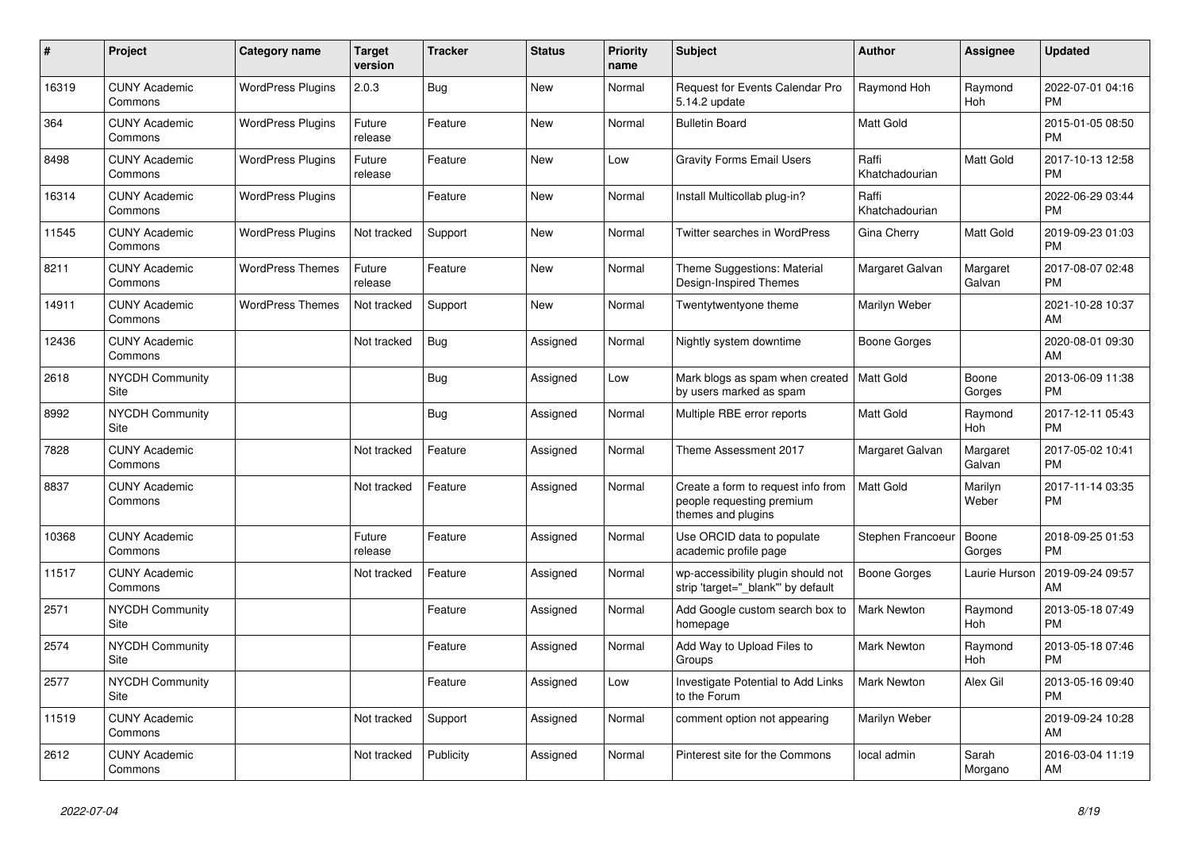| # | Project | Category name | Target version | Tracker | Status | Priority name | Subject | Author | Assignee | Updated |
|---|---|---|---|---|---|---|---|---|---|---|
| 16319 | CUNY Academic Commons | WordPress Plugins | 2.0.3 | Bug | New | Normal | Request for Events Calendar Pro 5.14.2 update | Raymond Hoh | Raymond Hoh | 2022-07-01 04:16 PM |
| 364 | CUNY Academic Commons | WordPress Plugins | Future release | Feature | New | Normal | Bulletin Board | Matt Gold | | 2015-01-05 08:50 PM |
| 8498 | CUNY Academic Commons | WordPress Plugins | Future release | Feature | New | Low | Gravity Forms Email Users | Raffi Khatchadourian | Matt Gold | 2017-10-13 12:58 PM |
| 16314 | CUNY Academic Commons | WordPress Plugins | | Feature | New | Normal | Install Multicollab plug-in? | Raffi Khatchadourian | | 2022-06-29 03:44 PM |
| 11545 | CUNY Academic Commons | WordPress Plugins | Not tracked | Support | New | Normal | Twitter searches in WordPress | Gina Cherry | Matt Gold | 2019-09-23 01:03 PM |
| 8211 | CUNY Academic Commons | WordPress Themes | Future release | Feature | New | Normal | Theme Suggestions: Material Design-Inspired Themes | Margaret Galvan | Margaret Galvan | 2017-08-07 02:48 PM |
| 14911 | CUNY Academic Commons | WordPress Themes | Not tracked | Support | New | Normal | Twentytwentyone theme | Marilyn Weber | | 2021-10-28 10:37 AM |
| 12436 | CUNY Academic Commons | | Not tracked | Bug | Assigned | Normal | Nightly system downtime | Boone Gorges | | 2020-08-01 09:30 AM |
| 2618 | NYCDH Community Site | | | Bug | Assigned | Low | Mark blogs as spam when created by users marked as spam | Matt Gold | Boone Gorges | 2013-06-09 11:38 PM |
| 8992 | NYCDH Community Site | | | Bug | Assigned | Normal | Multiple RBE error reports | Matt Gold | Raymond Hoh | 2017-12-11 05:43 PM |
| 7828 | CUNY Academic Commons | | Not tracked | Feature | Assigned | Normal | Theme Assessment 2017 | Margaret Galvan | Margaret Galvan | 2017-05-02 10:41 PM |
| 8837 | CUNY Academic Commons | | Not tracked | Feature | Assigned | Normal | Create a form to request info from people requesting premium themes and plugins | Matt Gold | Marilyn Weber | 2017-11-14 03:35 PM |
| 10368 | CUNY Academic Commons | | Future release | Feature | Assigned | Normal | Use ORCID data to populate academic profile page | Stephen Francoeur | Boone Gorges | 2018-09-25 01:53 PM |
| 11517 | CUNY Academic Commons | | Not tracked | Feature | Assigned | Normal | wp-accessibility plugin should not strip 'target="_blank"' by default | Boone Gorges | Laurie Hurson | 2019-09-24 09:57 AM |
| 2571 | NYCDH Community Site | | | Feature | Assigned | Normal | Add Google custom search box to homepage | Mark Newton | Raymond Hoh | 2013-05-18 07:49 PM |
| 2574 | NYCDH Community Site | | | Feature | Assigned | Normal | Add Way to Upload Files to Groups | Mark Newton | Raymond Hoh | 2013-05-18 07:46 PM |
| 2577 | NYCDH Community Site | | | Feature | Assigned | Low | Investigate Potential to Add Links to the Forum | Mark Newton | Alex Gil | 2013-05-16 09:40 PM |
| 11519 | CUNY Academic Commons | | Not tracked | Support | Assigned | Normal | comment option not appearing | Marilyn Weber | | 2019-09-24 10:28 AM |
| 2612 | CUNY Academic Commons | | Not tracked | Publicity | Assigned | Normal | Pinterest site for the Commons | local admin | Sarah Morgano | 2016-03-04 11:19 AM |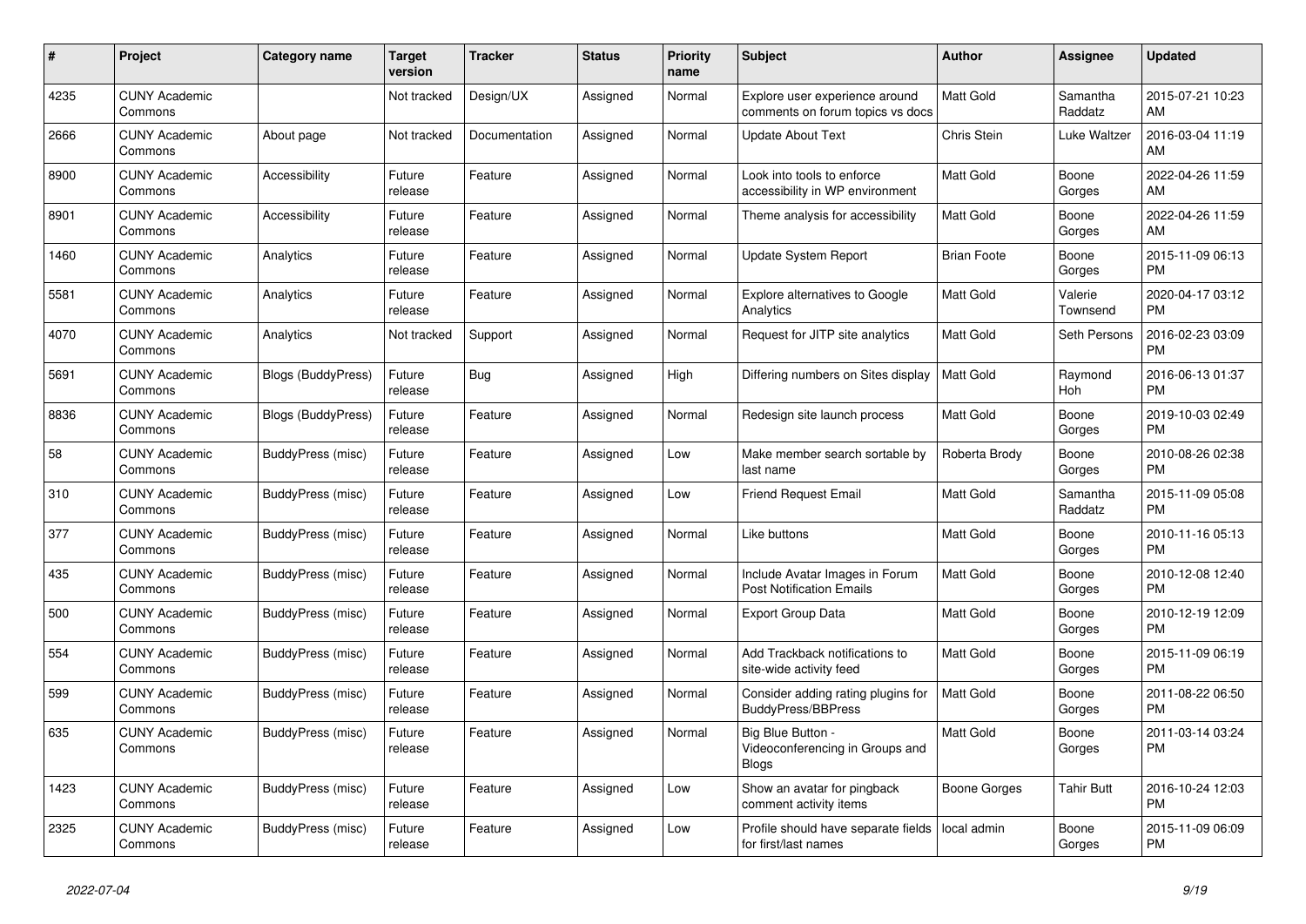| # | Project | Category name | Target version | Tracker | Status | Priority name | Subject | Author | Assignee | Updated |
|---|---|---|---|---|---|---|---|---|---|---|
| 4235 | CUNY Academic Commons | | Not tracked | Design/UX | Assigned | Normal | Explore user experience around comments on forum topics vs docs | Matt Gold | Samantha Raddatz | 2015-07-21 10:23 AM |
| 2666 | CUNY Academic Commons | About page | Not tracked | Documentation | Assigned | Normal | Update About Text | Chris Stein | Luke Waltzer | 2016-03-04 11:19 AM |
| 8900 | CUNY Academic Commons | Accessibility | Future release | Feature | Assigned | Normal | Look into tools to enforce accessibility in WP environment | Matt Gold | Boone Gorges | 2022-04-26 11:59 AM |
| 8901 | CUNY Academic Commons | Accessibility | Future release | Feature | Assigned | Normal | Theme analysis for accessibility | Matt Gold | Boone Gorges | 2022-04-26 11:59 AM |
| 1460 | CUNY Academic Commons | Analytics | Future release | Feature | Assigned | Normal | Update System Report | Brian Foote | Boone Gorges | 2015-11-09 06:13 PM |
| 5581 | CUNY Academic Commons | Analytics | Future release | Feature | Assigned | Normal | Explore alternatives to Google Analytics | Matt Gold | Valerie Townsend | 2020-04-17 03:12 PM |
| 4070 | CUNY Academic Commons | Analytics | Not tracked | Support | Assigned | Normal | Request for JITP site analytics | Matt Gold | Seth Persons | 2016-02-23 03:09 PM |
| 5691 | CUNY Academic Commons | Blogs (BuddyPress) | Future release | Bug | Assigned | High | Differing numbers on Sites display | Matt Gold | Raymond Hoh | 2016-06-13 01:37 PM |
| 8836 | CUNY Academic Commons | Blogs (BuddyPress) | Future release | Feature | Assigned | Normal | Redesign site launch process | Matt Gold | Boone Gorges | 2019-10-03 02:49 PM |
| 58 | CUNY Academic Commons | BuddyPress (misc) | Future release | Feature | Assigned | Low | Make member search sortable by last name | Roberta Brody | Boone Gorges | 2010-08-26 02:38 PM |
| 310 | CUNY Academic Commons | BuddyPress (misc) | Future release | Feature | Assigned | Low | Friend Request Email | Matt Gold | Samantha Raddatz | 2015-11-09 05:08 PM |
| 377 | CUNY Academic Commons | BuddyPress (misc) | Future release | Feature | Assigned | Normal | Like buttons | Matt Gold | Boone Gorges | 2010-11-16 05:13 PM |
| 435 | CUNY Academic Commons | BuddyPress (misc) | Future release | Feature | Assigned | Normal | Include Avatar Images in Forum Post Notification Emails | Matt Gold | Boone Gorges | 2010-12-08 12:40 PM |
| 500 | CUNY Academic Commons | BuddyPress (misc) | Future release | Feature | Assigned | Normal | Export Group Data | Matt Gold | Boone Gorges | 2010-12-19 12:09 PM |
| 554 | CUNY Academic Commons | BuddyPress (misc) | Future release | Feature | Assigned | Normal | Add Trackback notifications to site-wide activity feed | Matt Gold | Boone Gorges | 2015-11-09 06:19 PM |
| 599 | CUNY Academic Commons | BuddyPress (misc) | Future release | Feature | Assigned | Normal | Consider adding rating plugins for BuddyPress/BBPress | Matt Gold | Boone Gorges | 2011-08-22 06:50 PM |
| 635 | CUNY Academic Commons | BuddyPress (misc) | Future release | Feature | Assigned | Normal | Big Blue Button - Videoconferencing in Groups and Blogs | Matt Gold | Boone Gorges | 2011-03-14 03:24 PM |
| 1423 | CUNY Academic Commons | BuddyPress (misc) | Future release | Feature | Assigned | Low | Show an avatar for pingback comment activity items | Boone Gorges | Tahir Butt | 2016-10-24 12:03 PM |
| 2325 | CUNY Academic Commons | BuddyPress (misc) | Future release | Feature | Assigned | Low | Profile should have separate fields for first/last names | local admin | Boone Gorges | 2015-11-09 06:09 PM |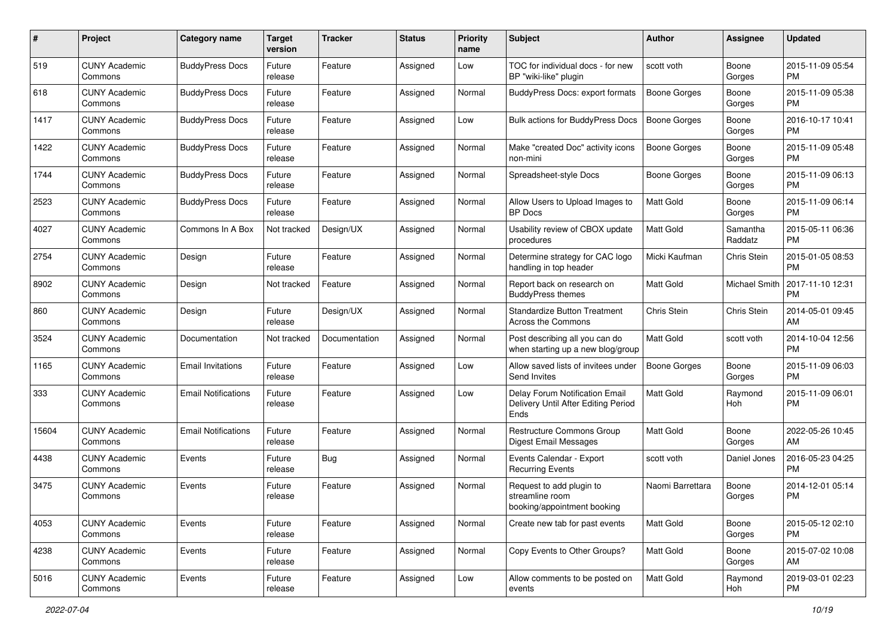| # | Project | Category name | Target version | Tracker | Status | Priority name | Subject | Author | Assignee | Updated |
|---|---|---|---|---|---|---|---|---|---|---|
| 519 | CUNY Academic Commons | BuddyPress Docs | Future release | Feature | Assigned | Low | TOC for individual docs - for new BP "wiki-like" plugin | scott voth | Boone Gorges | 2015-11-09 05:54 PM |
| 618 | CUNY Academic Commons | BuddyPress Docs | Future release | Feature | Assigned | Normal | BuddyPress Docs: export formats | Boone Gorges | Boone Gorges | 2015-11-09 05:38 PM |
| 1417 | CUNY Academic Commons | BuddyPress Docs | Future release | Feature | Assigned | Low | Bulk actions for BuddyPress Docs | Boone Gorges | Boone Gorges | 2016-10-17 10:41 PM |
| 1422 | CUNY Academic Commons | BuddyPress Docs | Future release | Feature | Assigned | Normal | Make "created Doc" activity icons non-mini | Boone Gorges | Boone Gorges | 2015-11-09 05:48 PM |
| 1744 | CUNY Academic Commons | BuddyPress Docs | Future release | Feature | Assigned | Normal | Spreadsheet-style Docs | Boone Gorges | Boone Gorges | 2015-11-09 06:13 PM |
| 2523 | CUNY Academic Commons | BuddyPress Docs | Future release | Feature | Assigned | Normal | Allow Users to Upload Images to BP Docs | Matt Gold | Boone Gorges | 2015-11-09 06:14 PM |
| 4027 | CUNY Academic Commons | Commons In A Box | Not tracked | Design/UX | Assigned | Normal | Usability review of CBOX update procedures | Matt Gold | Samantha Raddatz | 2015-05-11 06:36 PM |
| 2754 | CUNY Academic Commons | Design | Future release | Feature | Assigned | Normal | Determine strategy for CAC logo handling in top header | Micki Kaufman | Chris Stein | 2015-01-05 08:53 PM |
| 8902 | CUNY Academic Commons | Design | Not tracked | Feature | Assigned | Normal | Report back on research on BuddyPress themes | Matt Gold | Michael Smith | 2017-11-10 12:31 PM |
| 860 | CUNY Academic Commons | Design | Future release | Design/UX | Assigned | Normal | Standardize Button Treatment Across the Commons | Chris Stein | Chris Stein | 2014-05-01 09:45 AM |
| 3524 | CUNY Academic Commons | Documentation | Not tracked | Documentation | Assigned | Normal | Post describing all you can do when starting up a new blog/group | Matt Gold | scott voth | 2014-10-04 12:56 PM |
| 1165 | CUNY Academic Commons | Email Invitations | Future release | Feature | Assigned | Low | Allow saved lists of invitees under Send Invites | Boone Gorges | Boone Gorges | 2015-11-09 06:03 PM |
| 333 | CUNY Academic Commons | Email Notifications | Future release | Feature | Assigned | Low | Delay Forum Notification Email Delivery Until After Editing Period Ends | Matt Gold | Raymond Hoh | 2015-11-09 06:01 PM |
| 15604 | CUNY Academic Commons | Email Notifications | Future release | Feature | Assigned | Normal | Restructure Commons Group Digest Email Messages | Matt Gold | Boone Gorges | 2022-05-26 10:45 AM |
| 4438 | CUNY Academic Commons | Events | Future release | Bug | Assigned | Normal | Events Calendar - Export Recurring Events | scott voth | Daniel Jones | 2016-05-23 04:25 PM |
| 3475 | CUNY Academic Commons | Events | Future release | Feature | Assigned | Normal | Request to add plugin to streamline room booking/appointment booking | Naomi Barrettara | Boone Gorges | 2014-12-01 05:14 PM |
| 4053 | CUNY Academic Commons | Events | Future release | Feature | Assigned | Normal | Create new tab for past events | Matt Gold | Boone Gorges | 2015-05-12 02:10 PM |
| 4238 | CUNY Academic Commons | Events | Future release | Feature | Assigned | Normal | Copy Events to Other Groups? | Matt Gold | Boone Gorges | 2015-07-02 10:08 AM |
| 5016 | CUNY Academic Commons | Events | Future release | Feature | Assigned | Low | Allow comments to be posted on events | Matt Gold | Raymond Hoh | 2019-03-01 02:23 PM |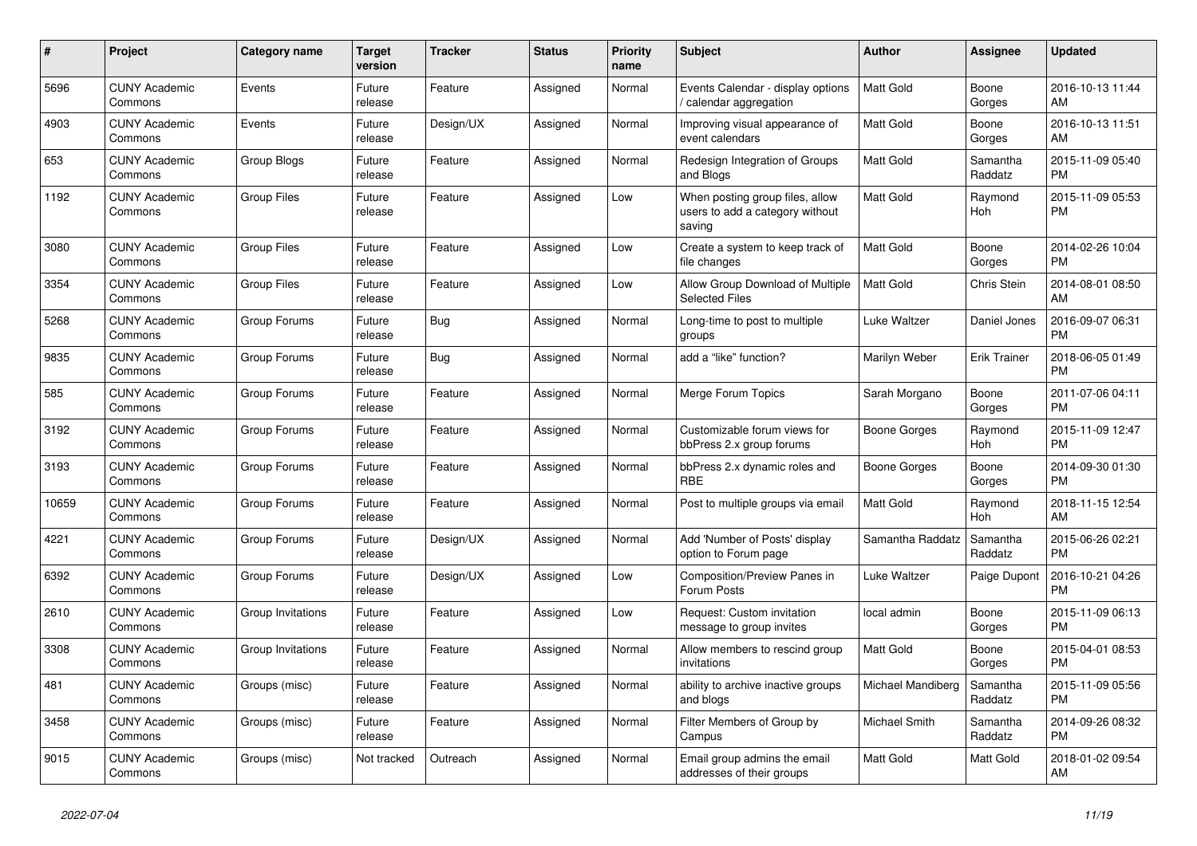| # | Project | Category name | Target version | Tracker | Status | Priority name | Subject | Author | Assignee | Updated |
|---|---|---|---|---|---|---|---|---|---|---|
| 5696 | CUNY Academic Commons | Events | Future release | Feature | Assigned | Normal | Events Calendar - display options / calendar aggregation | Matt Gold | Boone Gorges | 2016-10-13 11:44 AM |
| 4903 | CUNY Academic Commons | Events | Future release | Design/UX | Assigned | Normal | Improving visual appearance of event calendars | Matt Gold | Boone Gorges | 2016-10-13 11:51 AM |
| 653 | CUNY Academic Commons | Group Blogs | Future release | Feature | Assigned | Normal | Redesign Integration of Groups and Blogs | Matt Gold | Samantha Raddatz | 2015-11-09 05:40 PM |
| 1192 | CUNY Academic Commons | Group Files | Future release | Feature | Assigned | Low | When posting group files, allow users to add a category without saving | Matt Gold | Raymond Hoh | 2015-11-09 05:53 PM |
| 3080 | CUNY Academic Commons | Group Files | Future release | Feature | Assigned | Low | Create a system to keep track of file changes | Matt Gold | Boone Gorges | 2014-02-26 10:04 PM |
| 3354 | CUNY Academic Commons | Group Files | Future release | Feature | Assigned | Low | Allow Group Download of Multiple Selected Files | Matt Gold | Chris Stein | 2014-08-01 08:50 AM |
| 5268 | CUNY Academic Commons | Group Forums | Future release | Bug | Assigned | Normal | Long-time to post to multiple groups | Luke Waltzer | Daniel Jones | 2016-09-07 06:31 PM |
| 9835 | CUNY Academic Commons | Group Forums | Future release | Bug | Assigned | Normal | add a “like” function? | Marilyn Weber | Erik Trainer | 2018-06-05 01:49 PM |
| 585 | CUNY Academic Commons | Group Forums | Future release | Feature | Assigned | Normal | Merge Forum Topics | Sarah Morgano | Boone Gorges | 2011-07-06 04:11 PM |
| 3192 | CUNY Academic Commons | Group Forums | Future release | Feature | Assigned | Normal | Customizable forum views for bbPress 2.x group forums | Boone Gorges | Raymond Hoh | 2015-11-09 12:47 PM |
| 3193 | CUNY Academic Commons | Group Forums | Future release | Feature | Assigned | Normal | bbPress 2.x dynamic roles and RBE | Boone Gorges | Boone Gorges | 2014-09-30 01:30 PM |
| 10659 | CUNY Academic Commons | Group Forums | Future release | Feature | Assigned | Normal | Post to multiple groups via email | Matt Gold | Raymond Hoh | 2018-11-15 12:54 AM |
| 4221 | CUNY Academic Commons | Group Forums | Future release | Design/UX | Assigned | Normal | Add 'Number of Posts' display option to Forum page | Samantha Raddatz | Samantha Raddatz | 2015-06-26 02:21 PM |
| 6392 | CUNY Academic Commons | Group Forums | Future release | Design/UX | Assigned | Low | Composition/Preview Panes in Forum Posts | Luke Waltzer | Paige Dupont | 2016-10-21 04:26 PM |
| 2610 | CUNY Academic Commons | Group Invitations | Future release | Feature | Assigned | Low | Request: Custom invitation message to group invites | local admin | Boone Gorges | 2015-11-09 06:13 PM |
| 3308 | CUNY Academic Commons | Group Invitations | Future release | Feature | Assigned | Normal | Allow members to rescind group invitations | Matt Gold | Boone Gorges | 2015-04-01 08:53 PM |
| 481 | CUNY Academic Commons | Groups (misc) | Future release | Feature | Assigned | Normal | ability to archive inactive groups and blogs | Michael Mandiberg | Samantha Raddatz | 2015-11-09 05:56 PM |
| 3458 | CUNY Academic Commons | Groups (misc) | Future release | Feature | Assigned | Normal | Filter Members of Group by Campus | Michael Smith | Samantha Raddatz | 2014-09-26 08:32 PM |
| 9015 | CUNY Academic Commons | Groups (misc) | Not tracked | Outreach | Assigned | Normal | Email group admins the email addresses of their groups | Matt Gold | Matt Gold | 2018-01-02 09:54 AM |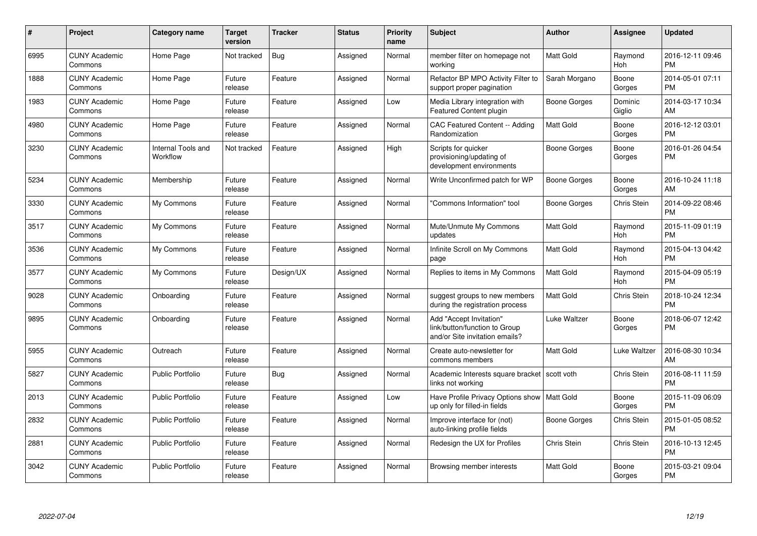| # | Project | Category name | Target version | Tracker | Status | Priority name | Subject | Author | Assignee | Updated |
|---|---|---|---|---|---|---|---|---|---|---|
| 6995 | CUNY Academic Commons | Home Page | Not tracked | Bug | Assigned | Normal | member filter on homepage not working | Matt Gold | Raymond Hoh | 2016-12-11 09:46 PM |
| 1888 | CUNY Academic Commons | Home Page | Future release | Feature | Assigned | Normal | Refactor BP MPO Activity Filter to support proper pagination | Sarah Morgano | Boone Gorges | 2014-05-01 07:11 PM |
| 1983 | CUNY Academic Commons | Home Page | Future release | Feature | Assigned | Low | Media Library integration with Featured Content plugin | Boone Gorges | Dominic Giglio | 2014-03-17 10:34 AM |
| 4980 | CUNY Academic Commons | Home Page | Future release | Feature | Assigned | Normal | CAC Featured Content -- Adding Randomization | Matt Gold | Boone Gorges | 2016-12-12 03:01 PM |
| 3230 | CUNY Academic Commons | Internal Tools and Workflow | Not tracked | Feature | Assigned | High | Scripts for quicker provisioning/updating of development environments | Boone Gorges | Boone Gorges | 2016-01-26 04:54 PM |
| 5234 | CUNY Academic Commons | Membership | Future release | Feature | Assigned | Normal | Write Unconfirmed patch for WP | Boone Gorges | Boone Gorges | 2016-10-24 11:18 AM |
| 3330 | CUNY Academic Commons | My Commons | Future release | Feature | Assigned | Normal | "Commons Information" tool | Boone Gorges | Chris Stein | 2014-09-22 08:46 PM |
| 3517 | CUNY Academic Commons | My Commons | Future release | Feature | Assigned | Normal | Mute/Unmute My Commons updates | Matt Gold | Raymond Hoh | 2015-11-09 01:19 PM |
| 3536 | CUNY Academic Commons | My Commons | Future release | Feature | Assigned | Normal | Infinite Scroll on My Commons page | Matt Gold | Raymond Hoh | 2015-04-13 04:42 PM |
| 3577 | CUNY Academic Commons | My Commons | Future release | Design/UX | Assigned | Normal | Replies to items in My Commons | Matt Gold | Raymond Hoh | 2015-04-09 05:19 PM |
| 9028 | CUNY Academic Commons | Onboarding | Future release | Feature | Assigned | Normal | suggest groups to new members during the registration process | Matt Gold | Chris Stein | 2018-10-24 12:34 PM |
| 9895 | CUNY Academic Commons | Onboarding | Future release | Feature | Assigned | Normal | Add "Accept Invitation" link/button/function to Group and/or Site invitation emails? | Luke Waltzer | Boone Gorges | 2018-06-07 12:42 PM |
| 5955 | CUNY Academic Commons | Outreach | Future release | Feature | Assigned | Normal | Create auto-newsletter for commons members | Matt Gold | Luke Waltzer | 2016-08-30 10:34 AM |
| 5827 | CUNY Academic Commons | Public Portfolio | Future release | Bug | Assigned | Normal | Academic Interests square bracket links not working | scott voth | Chris Stein | 2016-08-11 11:59 PM |
| 2013 | CUNY Academic Commons | Public Portfolio | Future release | Feature | Assigned | Low | Have Profile Privacy Options show up only for filled-in fields | Matt Gold | Boone Gorges | 2015-11-09 06:09 PM |
| 2832 | CUNY Academic Commons | Public Portfolio | Future release | Feature | Assigned | Normal | Improve interface for (not) auto-linking profile fields | Boone Gorges | Chris Stein | 2015-01-05 08:52 PM |
| 2881 | CUNY Academic Commons | Public Portfolio | Future release | Feature | Assigned | Normal | Redesign the UX for Profiles | Chris Stein | Chris Stein | 2016-10-13 12:45 PM |
| 3042 | CUNY Academic Commons | Public Portfolio | Future release | Feature | Assigned | Normal | Browsing member interests | Matt Gold | Boone Gorges | 2015-03-21 09:04 PM |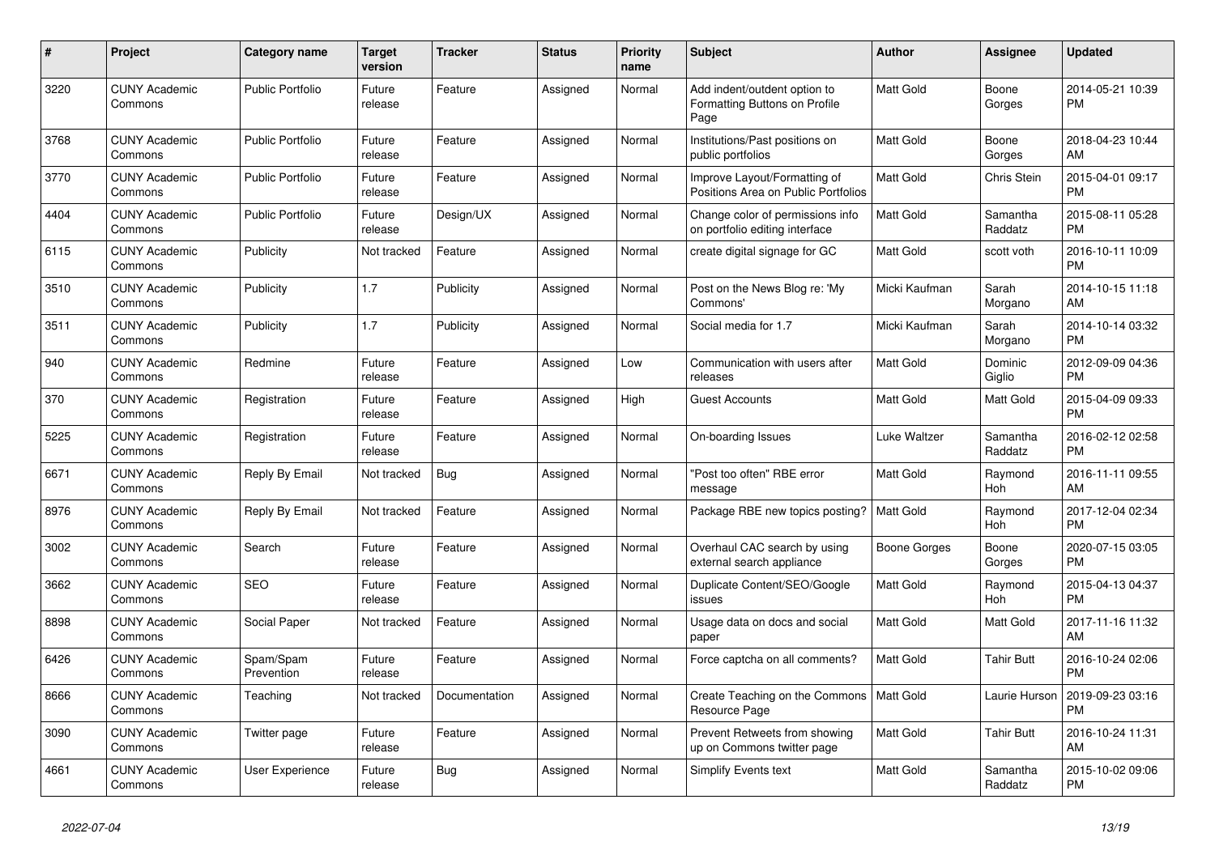| # | Project | Category name | Target version | Tracker | Status | Priority name | Subject | Author | Assignee | Updated |
|---|---|---|---|---|---|---|---|---|---|---|
| 3220 | CUNY Academic Commons | Public Portfolio | Future release | Feature | Assigned | Normal | Add indent/outdent option to Formatting Buttons on Profile Page | Matt Gold | Boone Gorges | 2014-05-21 10:39 PM |
| 3768 | CUNY Academic Commons | Public Portfolio | Future release | Feature | Assigned | Normal | Institutions/Past positions on public portfolios | Matt Gold | Boone Gorges | 2018-04-23 10:44 AM |
| 3770 | CUNY Academic Commons | Public Portfolio | Future release | Feature | Assigned | Normal | Improve Layout/Formatting of Positions Area on Public Portfolios | Matt Gold | Chris Stein | 2015-04-01 09:17 PM |
| 4404 | CUNY Academic Commons | Public Portfolio | Future release | Design/UX | Assigned | Normal | Change color of permissions info on portfolio editing interface | Matt Gold | Samantha Raddatz | 2015-08-11 05:28 PM |
| 6115 | CUNY Academic Commons | Publicity | Not tracked | Feature | Assigned | Normal | create digital signage for GC | Matt Gold | scott voth | 2016-10-11 10:09 PM |
| 3510 | CUNY Academic Commons | Publicity | 1.7 | Publicity | Assigned | Normal | Post on the News Blog re: 'My Commons' | Micki Kaufman | Sarah Morgano | 2014-10-15 11:18 AM |
| 3511 | CUNY Academic Commons | Publicity | 1.7 | Publicity | Assigned | Normal | Social media for 1.7 | Micki Kaufman | Sarah Morgano | 2014-10-14 03:32 PM |
| 940 | CUNY Academic Commons | Redmine | Future release | Feature | Assigned | Low | Communication with users after releases | Matt Gold | Dominic Giglio | 2012-09-09 04:36 PM |
| 370 | CUNY Academic Commons | Registration | Future release | Feature | Assigned | High | Guest Accounts | Matt Gold | Matt Gold | 2015-04-09 09:33 PM |
| 5225 | CUNY Academic Commons | Registration | Future release | Feature | Assigned | Normal | On-boarding Issues | Luke Waltzer | Samantha Raddatz | 2016-02-12 02:58 PM |
| 6671 | CUNY Academic Commons | Reply By Email | Not tracked | Bug | Assigned | Normal | "Post too often" RBE error message | Matt Gold | Raymond Hoh | 2016-11-11 09:55 AM |
| 8976 | CUNY Academic Commons | Reply By Email | Not tracked | Feature | Assigned | Normal | Package RBE new topics posting? | Matt Gold | Raymond Hoh | 2017-12-04 02:34 PM |
| 3002 | CUNY Academic Commons | Search | Future release | Feature | Assigned | Normal | Overhaul CAC search by using external search appliance | Boone Gorges | Boone Gorges | 2020-07-15 03:05 PM |
| 3662 | CUNY Academic Commons | SEO | Future release | Feature | Assigned | Normal | Duplicate Content/SEO/Google issues | Matt Gold | Raymond Hoh | 2015-04-13 04:37 PM |
| 8898 | CUNY Academic Commons | Social Paper | Not tracked | Feature | Assigned | Normal | Usage data on docs and social paper | Matt Gold | Matt Gold | 2017-11-16 11:32 AM |
| 6426 | CUNY Academic Commons | Spam/Spam Prevention | Future release | Feature | Assigned | Normal | Force captcha on all comments? | Matt Gold | Tahir Butt | 2016-10-24 02:06 PM |
| 8666 | CUNY Academic Commons | Teaching | Not tracked | Documentation | Assigned | Normal | Create Teaching on the Commons Resource Page | Matt Gold | Laurie Hurson | 2019-09-23 03:16 PM |
| 3090 | CUNY Academic Commons | Twitter page | Future release | Feature | Assigned | Normal | Prevent Retweets from showing up on Commons twitter page | Matt Gold | Tahir Butt | 2016-10-24 11:31 AM |
| 4661 | CUNY Academic Commons | User Experience | Future release | Bug | Assigned | Normal | Simplify Events text | Matt Gold | Samantha Raddatz | 2015-10-02 09:06 PM |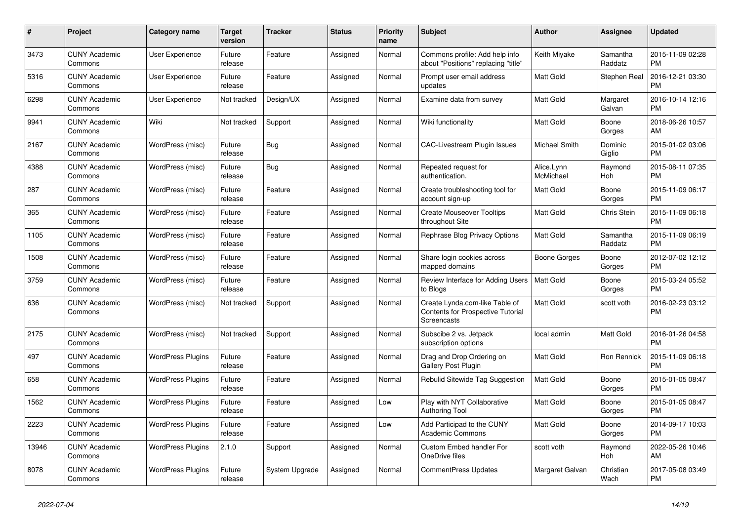| # | Project | Category name | Target version | Tracker | Status | Priority name | Subject | Author | Assignee | Updated |
|---|---|---|---|---|---|---|---|---|---|---|
| 3473 | CUNY Academic Commons | User Experience | Future release | Feature | Assigned | Normal | Commons profile: Add help info about "Positions" replacing "title" | Keith Miyake | Samantha Raddatz | 2015-11-09 02:28 PM |
| 5316 | CUNY Academic Commons | User Experience | Future release | Feature | Assigned | Normal | Prompt user email address updates | Matt Gold | Stephen Real | 2016-12-21 03:30 PM |
| 6298 | CUNY Academic Commons | User Experience | Not tracked | Design/UX | Assigned | Normal | Examine data from survey | Matt Gold | Margaret Galvan | 2016-10-14 12:16 PM |
| 9941 | CUNY Academic Commons | Wiki | Not tracked | Support | Assigned | Normal | Wiki functionality | Matt Gold | Boone Gorges | 2018-06-26 10:57 AM |
| 2167 | CUNY Academic Commons | WordPress (misc) | Future release | Bug | Assigned | Normal | CAC-Livestream Plugin Issues | Michael Smith | Dominic Giglio | 2015-01-02 03:06 PM |
| 4388 | CUNY Academic Commons | WordPress (misc) | Future release | Bug | Assigned | Normal | Repeated request for authentication. | Alice.Lynn McMichael | Raymond Hoh | 2015-08-11 07:35 PM |
| 287 | CUNY Academic Commons | WordPress (misc) | Future release | Feature | Assigned | Normal | Create troubleshooting tool for account sign-up | Matt Gold | Boone Gorges | 2015-11-09 06:17 PM |
| 365 | CUNY Academic Commons | WordPress (misc) | Future release | Feature | Assigned | Normal | Create Mouseover Tooltips throughout Site | Matt Gold | Chris Stein | 2015-11-09 06:18 PM |
| 1105 | CUNY Academic Commons | WordPress (misc) | Future release | Feature | Assigned | Normal | Rephrase Blog Privacy Options | Matt Gold | Samantha Raddatz | 2015-11-09 06:19 PM |
| 1508 | CUNY Academic Commons | WordPress (misc) | Future release | Feature | Assigned | Normal | Share login cookies across mapped domains | Boone Gorges | Boone Gorges | 2012-07-02 12:12 PM |
| 3759 | CUNY Academic Commons | WordPress (misc) | Future release | Feature | Assigned | Normal | Review Interface for Adding Users to Blogs | Matt Gold | Boone Gorges | 2015-03-24 05:52 PM |
| 636 | CUNY Academic Commons | WordPress (misc) | Not tracked | Support | Assigned | Normal | Create Lynda.com-like Table of Contents for Prospective Tutorial Screencasts | Matt Gold | scott voth | 2016-02-23 03:12 PM |
| 2175 | CUNY Academic Commons | WordPress (misc) | Not tracked | Support | Assigned | Normal | Subscibe 2 vs. Jetpack subscription options | local admin | Matt Gold | 2016-01-26 04:58 PM |
| 497 | CUNY Academic Commons | WordPress Plugins | Future release | Feature | Assigned | Normal | Drag and Drop Ordering on Gallery Post Plugin | Matt Gold | Ron Rennick | 2015-11-09 06:18 PM |
| 658 | CUNY Academic Commons | WordPress Plugins | Future release | Feature | Assigned | Normal | Rebulid Sitewide Tag Suggestion | Matt Gold | Boone Gorges | 2015-01-05 08:47 PM |
| 1562 | CUNY Academic Commons | WordPress Plugins | Future release | Feature | Assigned | Low | Play with NYT Collaborative Authoring Tool | Matt Gold | Boone Gorges | 2015-01-05 08:47 PM |
| 2223 | CUNY Academic Commons | WordPress Plugins | Future release | Feature | Assigned | Low | Add Participad to the CUNY Academic Commons | Matt Gold | Boone Gorges | 2014-09-17 10:03 PM |
| 13946 | CUNY Academic Commons | WordPress Plugins | 2.1.0 | Support | Assigned | Normal | Custom Embed handler For OneDrive files | scott voth | Raymond Hoh | 2022-05-26 10:46 AM |
| 8078 | CUNY Academic Commons | WordPress Plugins | Future release | System Upgrade | Assigned | Normal | CommentPress Updates | Margaret Galvan | Christian Wach | 2017-05-08 03:49 PM |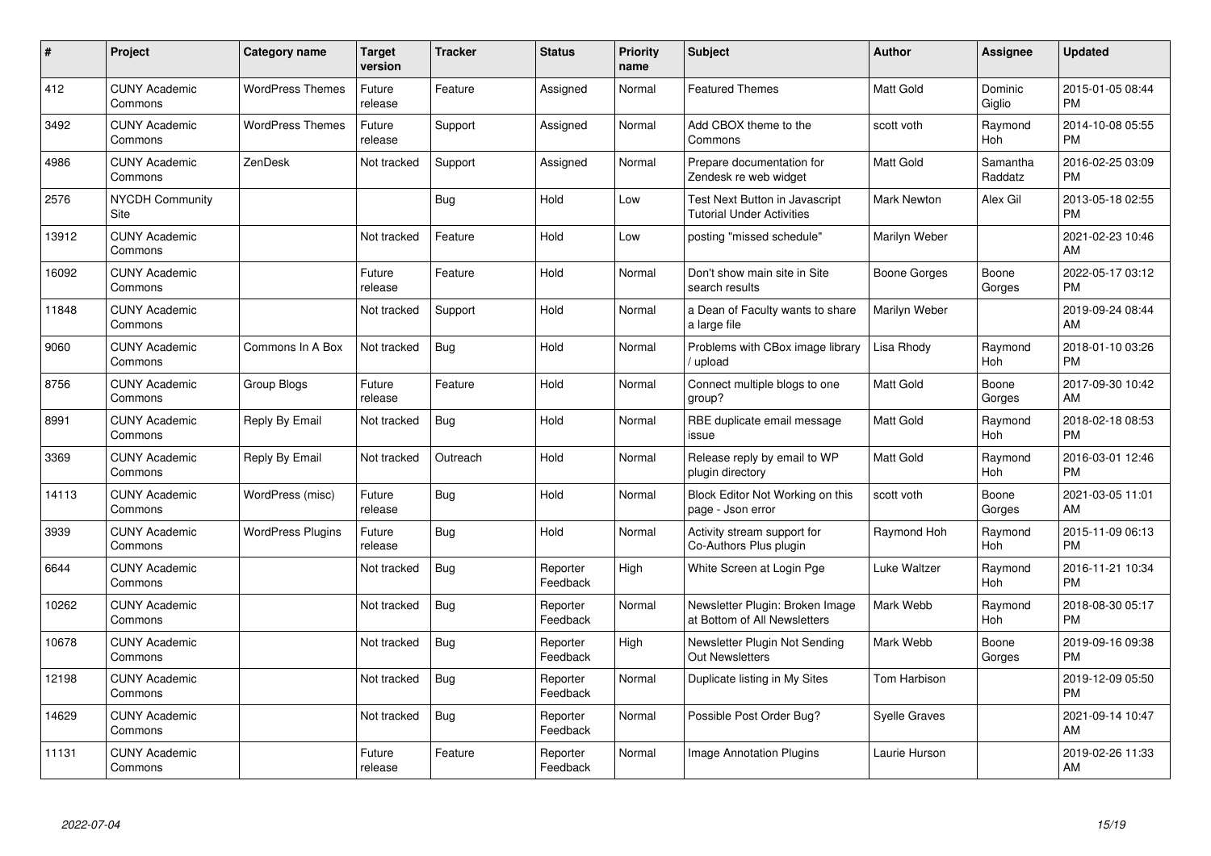| # | Project | Category name | Target version | Tracker | Status | Priority name | Subject | Author | Assignee | Updated |
|---|---|---|---|---|---|---|---|---|---|---|
| 412 | CUNY Academic Commons | WordPress Themes | Future release | Feature | Assigned | Normal | Featured Themes | Matt Gold | Dominic Giglio | 2015-01-05 08:44 PM |
| 3492 | CUNY Academic Commons | WordPress Themes | Future release | Support | Assigned | Normal | Add CBOX theme to the Commons | scott voth | Raymond Hoh | 2014-10-08 05:55 PM |
| 4986 | CUNY Academic Commons | ZenDesk | Not tracked | Support | Assigned | Normal | Prepare documentation for Zendesk re web widget | Matt Gold | Samantha Raddatz | 2016-02-25 03:09 PM |
| 2576 | NYCDH Community Site | | | Bug | Hold | Low | Test Next Button in Javascript Tutorial Under Activities | Mark Newton | Alex Gil | 2013-05-18 02:55 PM |
| 13912 | CUNY Academic Commons | | Not tracked | Feature | Hold | Low | posting "missed schedule" | Marilyn Weber | | 2021-02-23 10:46 AM |
| 16092 | CUNY Academic Commons | | Future release | Feature | Hold | Normal | Don't show main site in Site search results | Boone Gorges | Boone Gorges | 2022-05-17 03:12 PM |
| 11848 | CUNY Academic Commons | | Not tracked | Support | Hold | Normal | a Dean of Faculty wants to share a large file | Marilyn Weber | | 2019-09-24 08:44 AM |
| 9060 | CUNY Academic Commons | Commons In A Box | Not tracked | Bug | Hold | Normal | Problems with CBox image library / upload | Lisa Rhody | Raymond Hoh | 2018-01-10 03:26 PM |
| 8756 | CUNY Academic Commons | Group Blogs | Future release | Feature | Hold | Normal | Connect multiple blogs to one group? | Matt Gold | Boone Gorges | 2017-09-30 10:42 AM |
| 8991 | CUNY Academic Commons | Reply By Email | Not tracked | Bug | Hold | Normal | RBE duplicate email message issue | Matt Gold | Raymond Hoh | 2018-02-18 08:53 PM |
| 3369 | CUNY Academic Commons | Reply By Email | Not tracked | Outreach | Hold | Normal | Release reply by email to WP plugin directory | Matt Gold | Raymond Hoh | 2016-03-01 12:46 PM |
| 14113 | CUNY Academic Commons | WordPress (misc) | Future release | Bug | Hold | Normal | Block Editor Not Working on this page - Json error | scott voth | Boone Gorges | 2021-03-05 11:01 AM |
| 3939 | CUNY Academic Commons | WordPress Plugins | Future release | Bug | Hold | Normal | Activity stream support for Co-Authors Plus plugin | Raymond Hoh | Raymond Hoh | 2015-11-09 06:13 PM |
| 6644 | CUNY Academic Commons | | Not tracked | Bug | Reporter Feedback | High | White Screen at Login Pge | Luke Waltzer | Raymond Hoh | 2016-11-21 10:34 PM |
| 10262 | CUNY Academic Commons | | Not tracked | Bug | Reporter Feedback | Normal | Newsletter Plugin: Broken Image at Bottom of All Newsletters | Mark Webb | Raymond Hoh | 2018-08-30 05:17 PM |
| 10678 | CUNY Academic Commons | | Not tracked | Bug | Reporter Feedback | High | Newsletter Plugin Not Sending Out Newsletters | Mark Webb | Boone Gorges | 2019-09-16 09:38 PM |
| 12198 | CUNY Academic Commons | | Not tracked | Bug | Reporter Feedback | Normal | Duplicate listing in My Sites | Tom Harbison | | 2019-12-09 05:50 PM |
| 14629 | CUNY Academic Commons | | Not tracked | Bug | Reporter Feedback | Normal | Possible Post Order Bug? | Syelle Graves | | 2021-09-14 10:47 AM |
| 11131 | CUNY Academic Commons | | Future release | Feature | Reporter Feedback | Normal | Image Annotation Plugins | Laurie Hurson | | 2019-02-26 11:33 AM |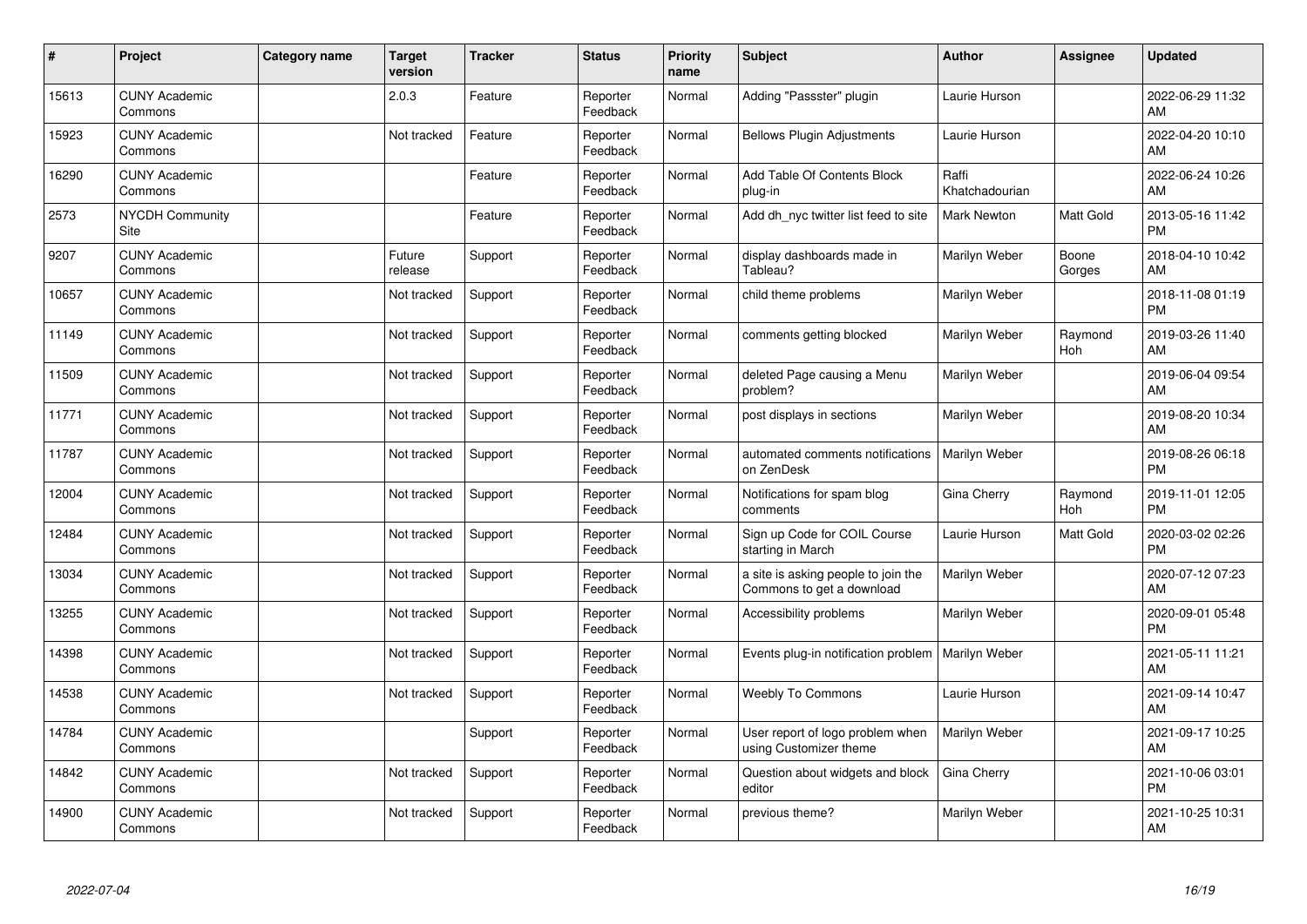| # | Project | Category name | Target version | Tracker | Status | Priority name | Subject | Author | Assignee | Updated |
|---|---|---|---|---|---|---|---|---|---|---|
| 15613 | CUNY Academic Commons | | 2.0.3 | Feature | Reporter Feedback | Normal | Adding "Passster" plugin | Laurie Hurson | | 2022-06-29 11:32 AM |
| 15923 | CUNY Academic Commons | | Not tracked | Feature | Reporter Feedback | Normal | Bellows Plugin Adjustments | Laurie Hurson | | 2022-04-20 10:10 AM |
| 16290 | CUNY Academic Commons | | | Feature | Reporter Feedback | Normal | Add Table Of Contents Block plug-in | Raffi Khatchadourian | | 2022-06-24 10:26 AM |
| 2573 | NYCDH Community Site | | | Feature | Reporter Feedback | Normal | Add dh_nyc twitter list feed to site | Mark Newton | Matt Gold | 2013-05-16 11:42 PM |
| 9207 | CUNY Academic Commons | | Future release | Support | Reporter Feedback | Normal | display dashboards made in Tableau? | Marilyn Weber | Boone Gorges | 2018-04-10 10:42 AM |
| 10657 | CUNY Academic Commons | | Not tracked | Support | Reporter Feedback | Normal | child theme problems | Marilyn Weber | | 2018-11-08 01:19 PM |
| 11149 | CUNY Academic Commons | | Not tracked | Support | Reporter Feedback | Normal | comments getting blocked | Marilyn Weber | Raymond Hoh | 2019-03-26 11:40 AM |
| 11509 | CUNY Academic Commons | | Not tracked | Support | Reporter Feedback | Normal | deleted Page causing a Menu problem? | Marilyn Weber | | 2019-06-04 09:54 AM |
| 11771 | CUNY Academic Commons | | Not tracked | Support | Reporter Feedback | Normal | post displays in sections | Marilyn Weber | | 2019-08-20 10:34 AM |
| 11787 | CUNY Academic Commons | | Not tracked | Support | Reporter Feedback | Normal | automated comments notifications on ZenDesk | Marilyn Weber | | 2019-08-26 06:18 PM |
| 12004 | CUNY Academic Commons | | Not tracked | Support | Reporter Feedback | Normal | Notifications for spam blog comments | Gina Cherry | Raymond Hoh | 2019-11-01 12:05 PM |
| 12484 | CUNY Academic Commons | | Not tracked | Support | Reporter Feedback | Normal | Sign up Code for COIL Course starting in March | Laurie Hurson | Matt Gold | 2020-03-02 02:26 PM |
| 13034 | CUNY Academic Commons | | Not tracked | Support | Reporter Feedback | Normal | a site is asking people to join the Commons to get a download | Marilyn Weber | | 2020-07-12 07:23 AM |
| 13255 | CUNY Academic Commons | | Not tracked | Support | Reporter Feedback | Normal | Accessibility problems | Marilyn Weber | | 2020-09-01 05:48 PM |
| 14398 | CUNY Academic Commons | | Not tracked | Support | Reporter Feedback | Normal | Events plug-in notification problem | Marilyn Weber | | 2021-05-11 11:21 AM |
| 14538 | CUNY Academic Commons | | Not tracked | Support | Reporter Feedback | Normal | Weebly To Commons | Laurie Hurson | | 2021-09-14 10:47 AM |
| 14784 | CUNY Academic Commons | | | Support | Reporter Feedback | Normal | User report of logo problem when using Customizer theme | Marilyn Weber | | 2021-09-17 10:25 AM |
| 14842 | CUNY Academic Commons | | Not tracked | Support | Reporter Feedback | Normal | Question about widgets and block editor | Gina Cherry | | 2021-10-06 03:01 PM |
| 14900 | CUNY Academic Commons | | Not tracked | Support | Reporter Feedback | Normal | previous theme? | Marilyn Weber | | 2021-10-25 10:31 AM |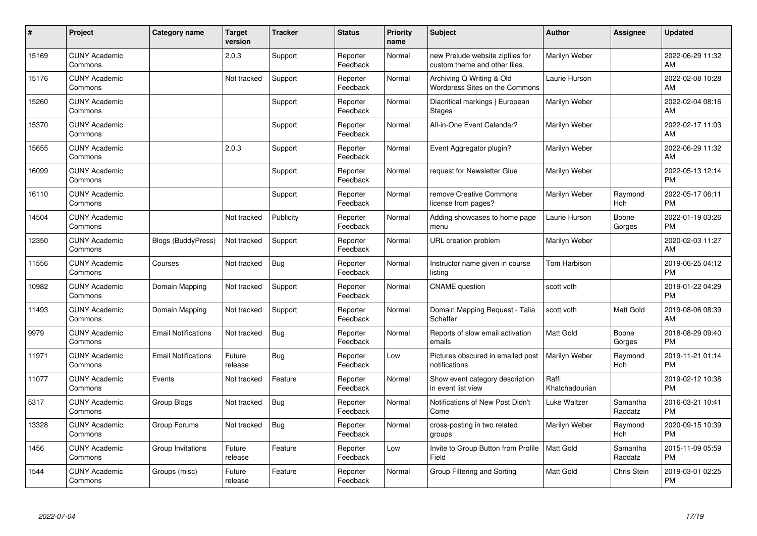| # | Project | Category name | Target version | Tracker | Status | Priority name | Subject | Author | Assignee | Updated |
|---|---|---|---|---|---|---|---|---|---|---|
| 15169 | CUNY Academic Commons | | 2.0.3 | Support | Reporter Feedback | Normal | new Prelude website zipfiles for custom theme and other files. | Marilyn Weber | | 2022-06-29 11:32 AM |
| 15176 | CUNY Academic Commons | | Not tracked | Support | Reporter Feedback | Normal | Archiving Q Writing & Old Wordpress Sites on the Commons | Laurie Hurson | | 2022-02-08 10:28 AM |
| 15260 | CUNY Academic Commons | | | Support | Reporter Feedback | Normal | Diacritical markings \| European Stages | Marilyn Weber | | 2022-02-04 08:16 AM |
| 15370 | CUNY Academic Commons | | | Support | Reporter Feedback | Normal | All-in-One Event Calendar? | Marilyn Weber | | 2022-02-17 11:03 AM |
| 15655 | CUNY Academic Commons | | 2.0.3 | Support | Reporter Feedback | Normal | Event Aggregator plugin? | Marilyn Weber | | 2022-06-29 11:32 AM |
| 16099 | CUNY Academic Commons | | | Support | Reporter Feedback | Normal | request for Newsletter Glue | Marilyn Weber | | 2022-05-13 12:14 PM |
| 16110 | CUNY Academic Commons | | | Support | Reporter Feedback | Normal | remove Creative Commons license from pages? | Marilyn Weber | Raymond Hoh | 2022-05-17 06:11 PM |
| 14504 | CUNY Academic Commons | | Not tracked | Publicity | Reporter Feedback | Normal | Adding showcases to home page menu | Laurie Hurson | Boone Gorges | 2022-01-19 03:26 PM |
| 12350 | CUNY Academic Commons | Blogs (BuddyPress) | Not tracked | Support | Reporter Feedback | Normal | URL creation problem | Marilyn Weber | | 2020-02-03 11:27 AM |
| 11556 | CUNY Academic Commons | Courses | Not tracked | Bug | Reporter Feedback | Normal | Instructor name given in course listing | Tom Harbison | | 2019-06-25 04:12 PM |
| 10982 | CUNY Academic Commons | Domain Mapping | Not tracked | Support | Reporter Feedback | Normal | CNAME question | scott voth | | 2019-01-22 04:29 PM |
| 11493 | CUNY Academic Commons | Domain Mapping | Not tracked | Support | Reporter Feedback | Normal | Domain Mapping Request - Talia Schaffer | scott voth | Matt Gold | 2019-08-06 08:39 AM |
| 9979 | CUNY Academic Commons | Email Notifications | Not tracked | Bug | Reporter Feedback | Normal | Reports of slow email activation emails | Matt Gold | Boone Gorges | 2018-08-29 09:40 PM |
| 11971 | CUNY Academic Commons | Email Notifications | Future release | Bug | Reporter Feedback | Low | Pictures obscured in emailed post notifications | Marilyn Weber | Raymond Hoh | 2019-11-21 01:14 PM |
| 11077 | CUNY Academic Commons | Events | Not tracked | Feature | Reporter Feedback | Normal | Show event category description in event list view | Raffi Khatchadourian | | 2019-02-12 10:38 PM |
| 5317 | CUNY Academic Commons | Group Blogs | Not tracked | Bug | Reporter Feedback | Normal | Notifications of New Post Didn't Come | Luke Waltzer | Samantha Raddatz | 2016-03-21 10:41 PM |
| 13328 | CUNY Academic Commons | Group Forums | Not tracked | Bug | Reporter Feedback | Normal | cross-posting in two related groups | Marilyn Weber | Raymond Hoh | 2020-09-15 10:39 PM |
| 1456 | CUNY Academic Commons | Group Invitations | Future release | Feature | Reporter Feedback | Low | Invite to Group Button from Profile Field | Matt Gold | Samantha Raddatz | 2015-11-09 05:59 PM |
| 1544 | CUNY Academic Commons | Groups (misc) | Future release | Feature | Reporter Feedback | Normal | Group Filtering and Sorting | Matt Gold | Chris Stein | 2019-03-01 02:25 PM |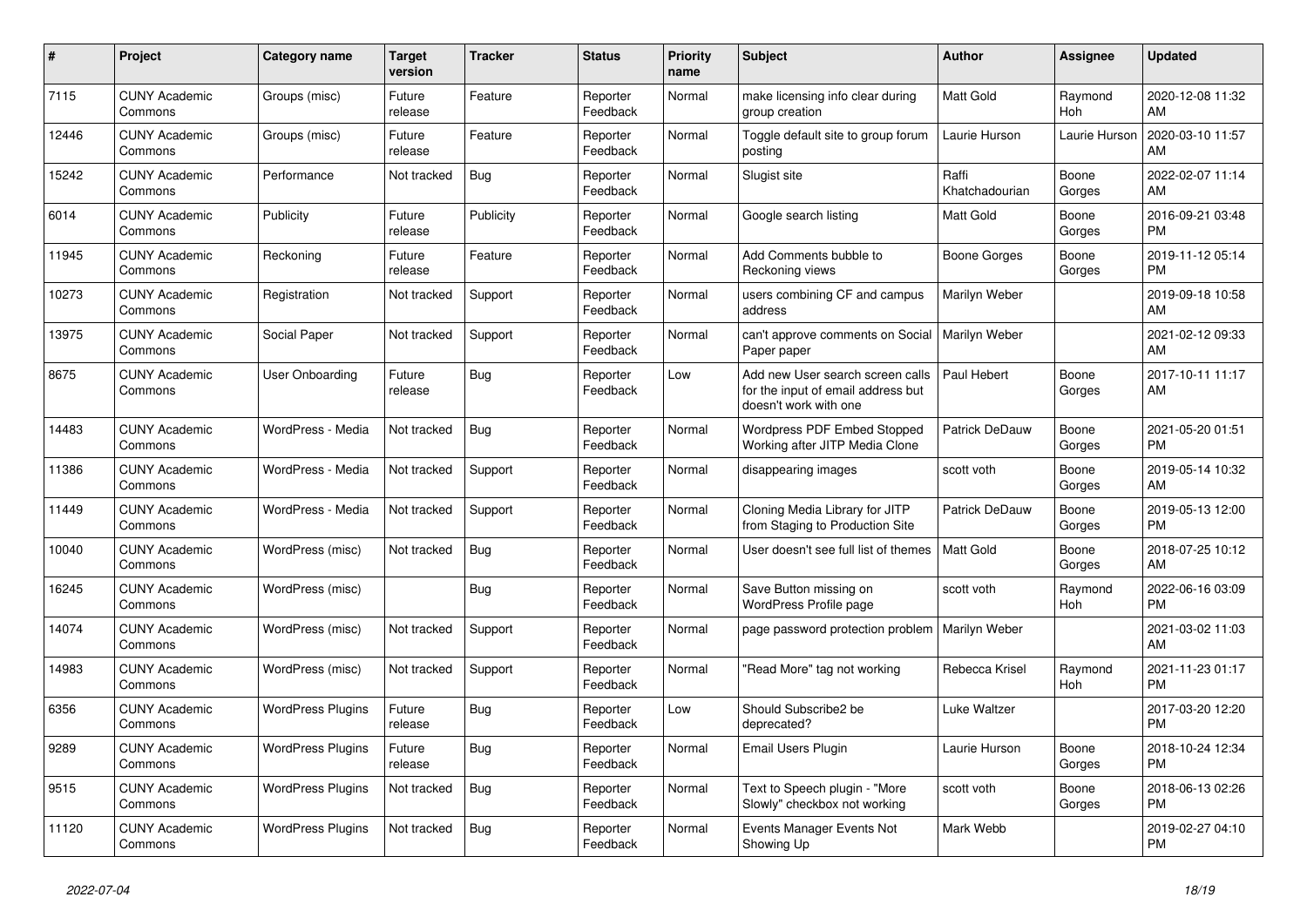| # | Project | Category name | Target version | Tracker | Status | Priority name | Subject | Author | Assignee | Updated |
|---|---|---|---|---|---|---|---|---|---|---|
| 7115 | CUNY Academic Commons | Groups (misc) | Future release | Feature | Reporter Feedback | Normal | make licensing info clear during group creation | Matt Gold | Raymond Hoh | 2020-12-08 11:32 AM |
| 12446 | CUNY Academic Commons | Groups (misc) | Future release | Feature | Reporter Feedback | Normal | Toggle default site to group forum posting | Laurie Hurson | Laurie Hurson | 2020-03-10 11:57 AM |
| 15242 | CUNY Academic Commons | Performance | Not tracked | Bug | Reporter Feedback | Normal | Slugist site | Raffi Khatchadourian | Boone Gorges | 2022-02-07 11:14 AM |
| 6014 | CUNY Academic Commons | Publicity | Future release | Publicity | Reporter Feedback | Normal | Google search listing | Matt Gold | Boone Gorges | 2016-09-21 03:48 PM |
| 11945 | CUNY Academic Commons | Reckoning | Future release | Feature | Reporter Feedback | Normal | Add Comments bubble to Reckoning views | Boone Gorges | Boone Gorges | 2019-11-12 05:14 PM |
| 10273 | CUNY Academic Commons | Registration | Not tracked | Support | Reporter Feedback | Normal | users combining CF and campus address | Marilyn Weber | | 2019-09-18 10:58 AM |
| 13975 | CUNY Academic Commons | Social Paper | Not tracked | Support | Reporter Feedback | Normal | can't approve comments on Social Paper paper | Marilyn Weber | | 2021-02-12 09:33 AM |
| 8675 | CUNY Academic Commons | User Onboarding | Future release | Bug | Reporter Feedback | Low | Add new User search screen calls for the input of email address but doesn't work with one | Paul Hebert | Boone Gorges | 2017-10-11 11:17 AM |
| 14483 | CUNY Academic Commons | WordPress - Media | Not tracked | Bug | Reporter Feedback | Normal | Wordpress PDF Embed Stopped Working after JITP Media Clone | Patrick DeDauw | Boone Gorges | 2021-05-20 01:51 PM |
| 11386 | CUNY Academic Commons | WordPress - Media | Not tracked | Support | Reporter Feedback | Normal | disappearing images | scott voth | Boone Gorges | 2019-05-14 10:32 AM |
| 11449 | CUNY Academic Commons | WordPress - Media | Not tracked | Support | Reporter Feedback | Normal | Cloning Media Library for JITP from Staging to Production Site | Patrick DeDauw | Boone Gorges | 2019-05-13 12:00 PM |
| 10040 | CUNY Academic Commons | WordPress (misc) | Not tracked | Bug | Reporter Feedback | Normal | User doesn't see full list of themes | Matt Gold | Boone Gorges | 2018-07-25 10:12 AM |
| 16245 | CUNY Academic Commons | WordPress (misc) | | Bug | Reporter Feedback | Normal | Save Button missing on WordPress Profile page | scott voth | Raymond Hoh | 2022-06-16 03:09 PM |
| 14074 | CUNY Academic Commons | WordPress (misc) | Not tracked | Support | Reporter Feedback | Normal | page password protection problem | Marilyn Weber | | 2021-03-02 11:03 AM |
| 14983 | CUNY Academic Commons | WordPress (misc) | Not tracked | Support | Reporter Feedback | Normal | "Read More" tag not working | Rebecca Krisel | Raymond Hoh | 2021-11-23 01:17 PM |
| 6356 | CUNY Academic Commons | WordPress Plugins | Future release | Bug | Reporter Feedback | Low | Should Subscribe2 be deprecated? | Luke Waltzer | | 2017-03-20 12:20 PM |
| 9289 | CUNY Academic Commons | WordPress Plugins | Future release | Bug | Reporter Feedback | Normal | Email Users Plugin | Laurie Hurson | Boone Gorges | 2018-10-24 12:34 PM |
| 9515 | CUNY Academic Commons | WordPress Plugins | Not tracked | Bug | Reporter Feedback | Normal | Text to Speech plugin - "More Slowly" checkbox not working | scott voth | Boone Gorges | 2018-06-13 02:26 PM |
| 11120 | CUNY Academic Commons | WordPress Plugins | Not tracked | Bug | Reporter Feedback | Normal | Events Manager Events Not Showing Up | Mark Webb | | 2019-02-27 04:10 PM |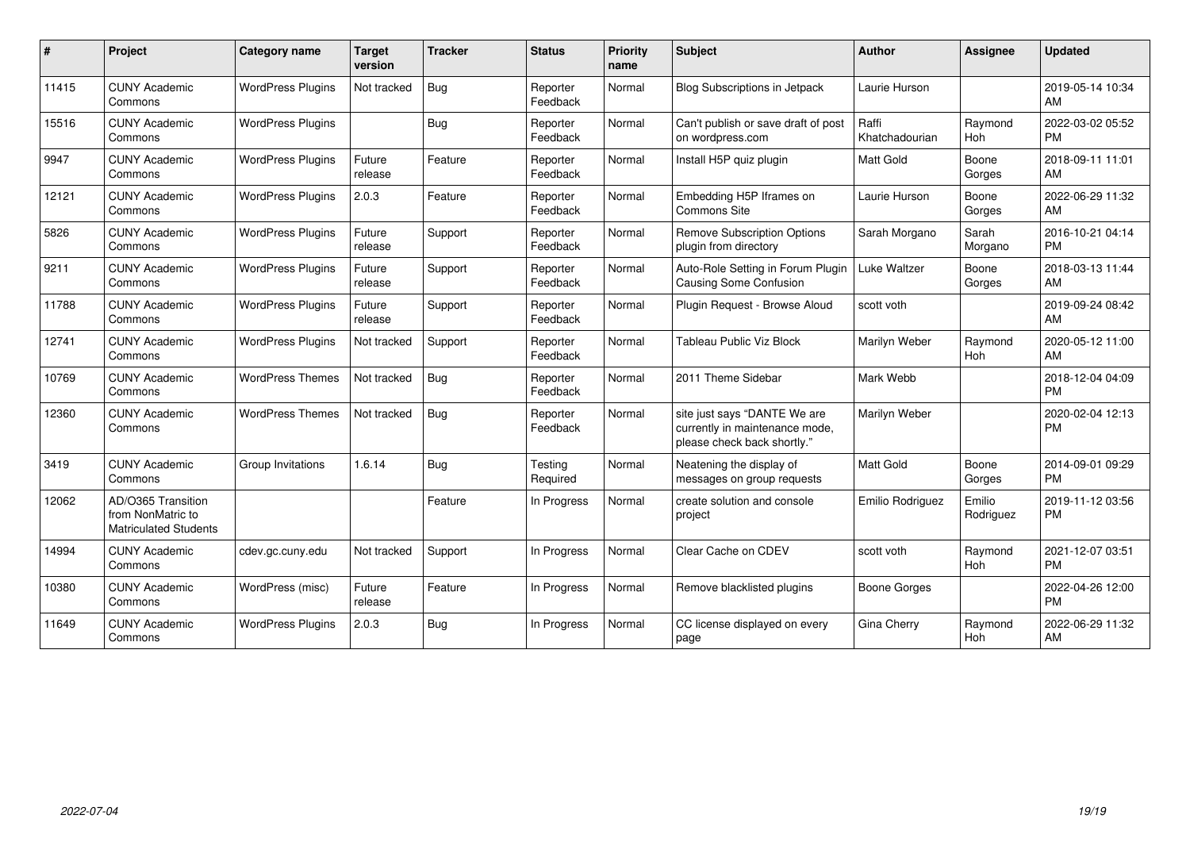| # | Project | Category name | Target version | Tracker | Status | Priority name | Subject | Author | Assignee | Updated |
|---|---|---|---|---|---|---|---|---|---|---|
| 11415 | CUNY Academic Commons | WordPress Plugins | Not tracked | Bug | Reporter Feedback | Normal | Blog Subscriptions in Jetpack | Laurie Hurson | | 2019-05-14 10:34 AM |
| 15516 | CUNY Academic Commons | WordPress Plugins | | Bug | Reporter Feedback | Normal | Can't publish or save draft of post on wordpress.com | Raffi Khatchadourian | Raymond Hoh | 2022-03-02 05:52 PM |
| 9947 | CUNY Academic Commons | WordPress Plugins | Future release | Feature | Reporter Feedback | Normal | Install H5P quiz plugin | Matt Gold | Boone Gorges | 2018-09-11 11:01 AM |
| 12121 | CUNY Academic Commons | WordPress Plugins | 2.0.3 | Feature | Reporter Feedback | Normal | Embedding H5P Iframes on Commons Site | Laurie Hurson | Boone Gorges | 2022-06-29 11:32 AM |
| 5826 | CUNY Academic Commons | WordPress Plugins | Future release | Support | Reporter Feedback | Normal | Remove Subscription Options plugin from directory | Sarah Morgano | Sarah Morgano | 2016-10-21 04:14 PM |
| 9211 | CUNY Academic Commons | WordPress Plugins | Future release | Support | Reporter Feedback | Normal | Auto-Role Setting in Forum Plugin Causing Some Confusion | Luke Waltzer | Boone Gorges | 2018-03-13 11:44 AM |
| 11788 | CUNY Academic Commons | WordPress Plugins | Future release | Support | Reporter Feedback | Normal | Plugin Request - Browse Aloud | scott voth | | 2019-09-24 08:42 AM |
| 12741 | CUNY Academic Commons | WordPress Plugins | Not tracked | Support | Reporter Feedback | Normal | Tableau Public Viz Block | Marilyn Weber | Raymond Hoh | 2020-05-12 11:00 AM |
| 10769 | CUNY Academic Commons | WordPress Themes | Not tracked | Bug | Reporter Feedback | Normal | 2011 Theme Sidebar | Mark Webb | | 2018-12-04 04:09 PM |
| 12360 | CUNY Academic Commons | WordPress Themes | Not tracked | Bug | Reporter Feedback | Normal | site just says "DANTE We are currently in maintenance mode, please check back shortly." | Marilyn Weber | | 2020-02-04 12:13 PM |
| 3419 | CUNY Academic Commons | Group Invitations | 1.6.14 | Bug | Testing Required | Normal | Neatening the display of messages on group requests | Matt Gold | Boone Gorges | 2014-09-01 09:29 PM |
| 12062 | AD/O365 Transition from NonMatric to Matriculated Students | | | Feature | In Progress | Normal | create solution and console project | Emilio Rodriguez | Emilio Rodriguez | 2019-11-12 03:56 PM |
| 14994 | CUNY Academic Commons | cdev.gc.cuny.edu | Not tracked | Support | In Progress | Normal | Clear Cache on CDEV | scott voth | Raymond Hoh | 2021-12-07 03:51 PM |
| 10380 | CUNY Academic Commons | WordPress (misc) | Future release | Feature | In Progress | Normal | Remove blacklisted plugins | Boone Gorges | | 2022-04-26 12:00 PM |
| 11649 | CUNY Academic Commons | WordPress Plugins | 2.0.3 | Bug | In Progress | Normal | CC license displayed on every page | Gina Cherry | Raymond Hoh | 2022-06-29 11:32 AM |